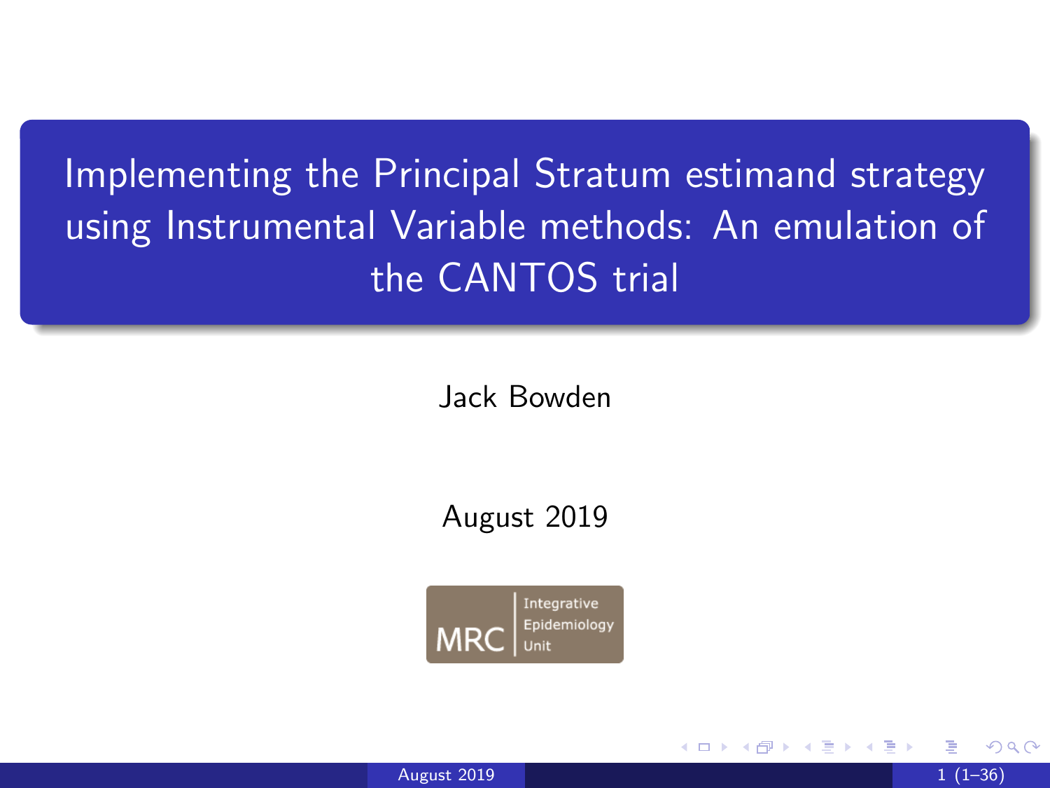# Implementing the Principal Stratum estimand strategy using Instrumental Variable methods: An emulation of the CANTOS trial

Jack Bowden

August 2019

MRC Integrative Epidemiology Unit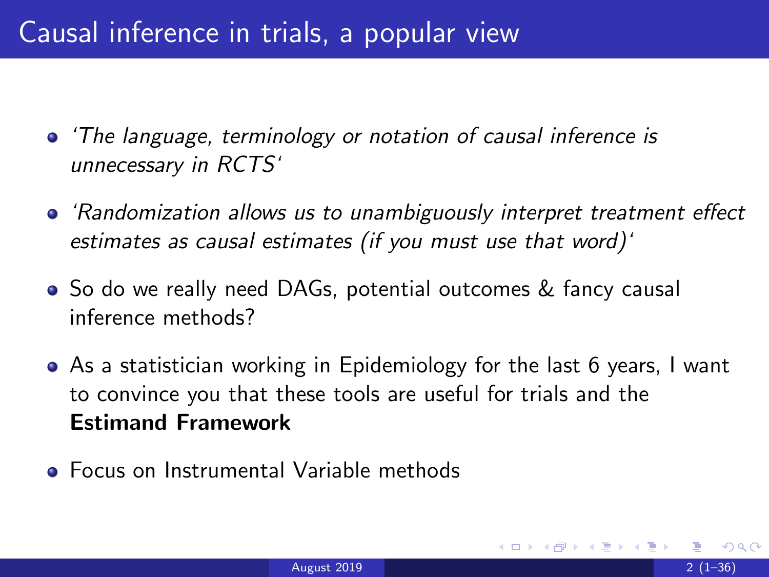# Causal inference in trials, a popular view

- *'The language, terminology or notation of causal inference is unnecessary in RCTS'*
- *'Randomization allows us to unambiguously interpret treatment effect estimates as causal estimates (if you must use that word)'*
- So do we really need DAGs, potential outcomes & fancy causal inference methods?
- As a statistician working in Epidemiology for the last 6 years, I want to convince you that these tools are useful for trials and the **Estimand Framework**
- Focus on Instrumental Variable methods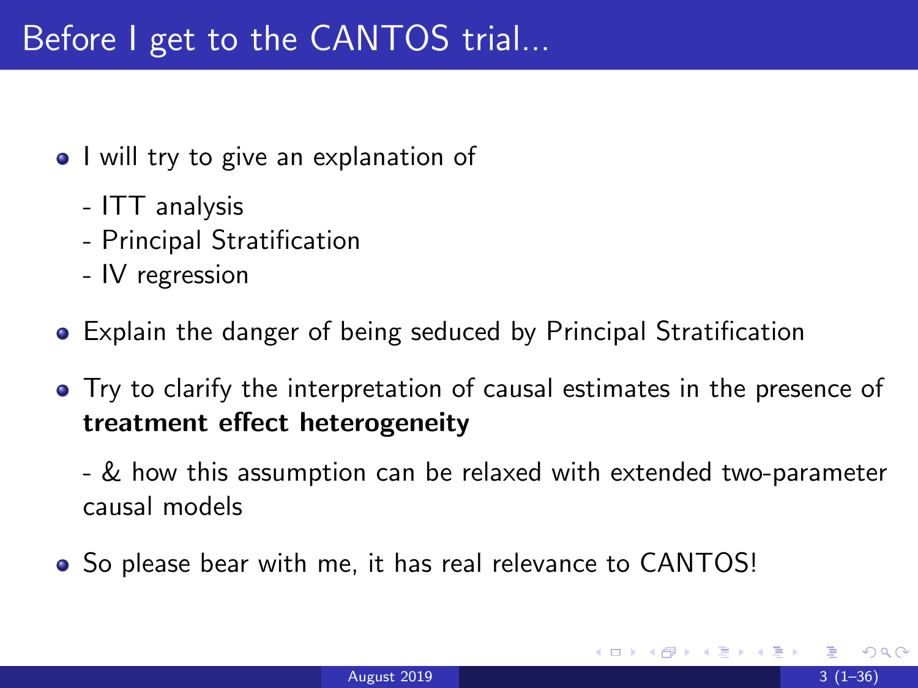# Before I get to the CANTOS trial...

- I will try to give an explanation of
  - ITT analysis
  - Principal Stratification
  - IV regression
- Explain the danger of being seduced by Principal Stratification
- Try to clarify the interpretation of causal estimates in the presence of **treatment effect heterogeneity**
  - & how this assumption can be relaxed with extended two-parameter causal models
- So please bear with me, it has real relevance to CANTOS!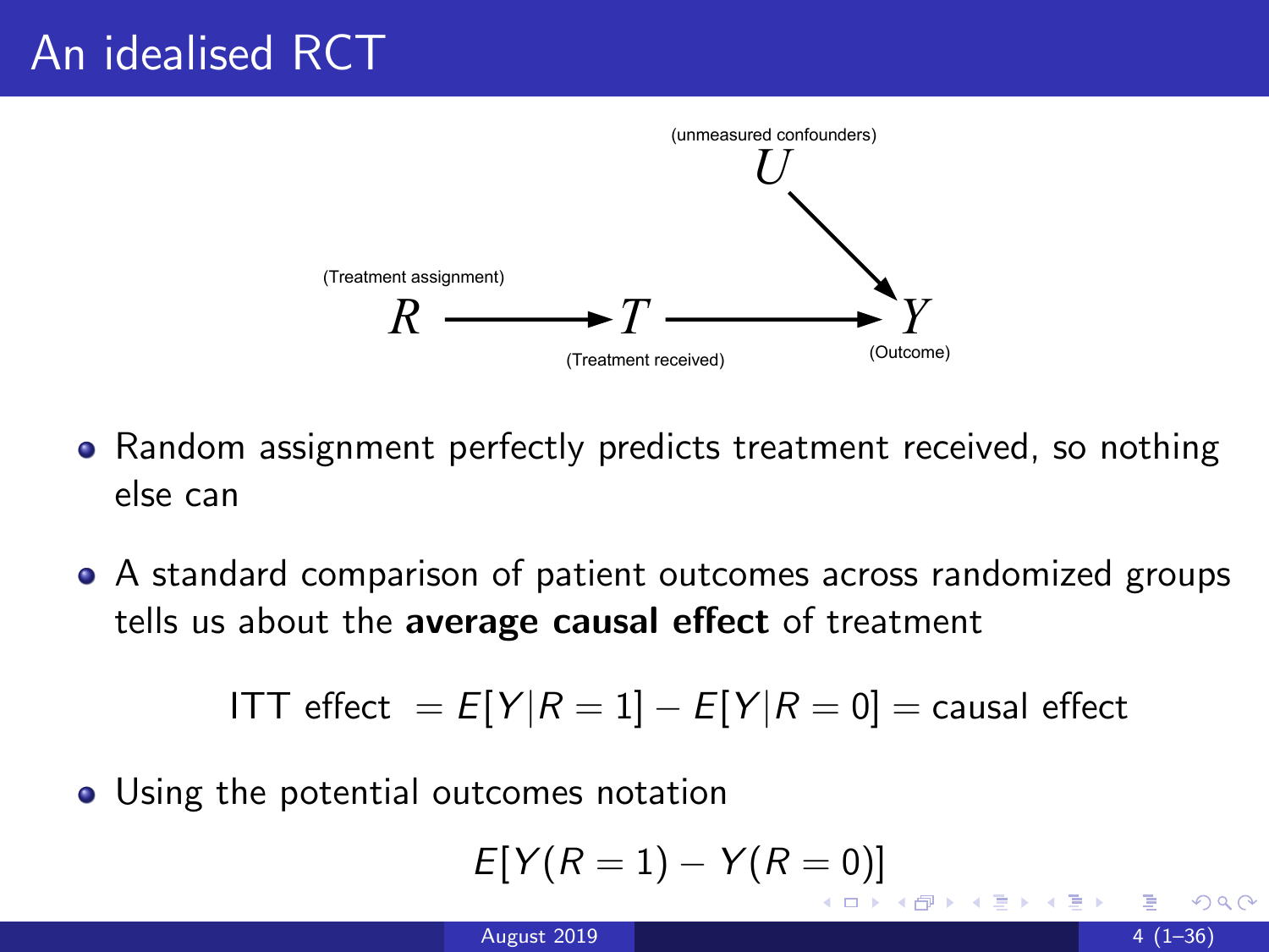# An idealised RCT

(unmeasured confounders) $U$

(Treatment assignment) $R \longrightarrow T \longrightarrow Y$ (Outcome)

(Treatment received)

- Random assignment perfectly predicts treatment received, so nothing else can
- A standard comparison of patient outcomes across randomized groups tells us about the **average causal effect** of treatment

$$\text{ITT effect } = E[Y|R=1] - E[Y|R=0] = \text{causal effect}$$

- Using the potential outcomes notation

$$E[Y(R=1) - Y(R=0)]$$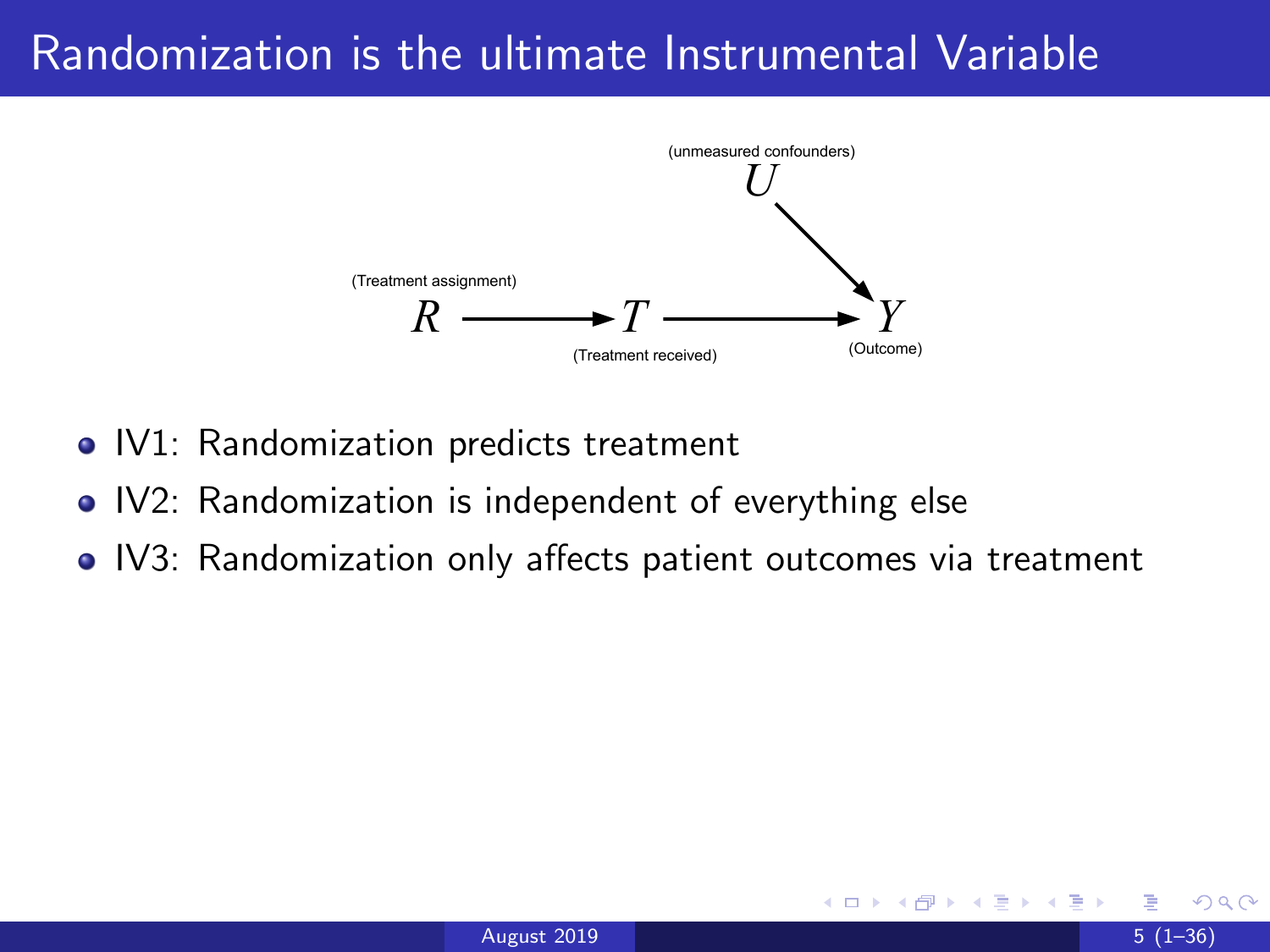# Randomization is the ultimate Instrumental Variable

(unmeasured confounders)
$U$

(Treatment assignment)
$R \longrightarrow T \longrightarrow Y$
(Treatment received) (Outcome)

- IV1: Randomization predicts treatment
- IV2: Randomization is independent of everything else
- IV3: Randomization only affects patient outcomes via treatment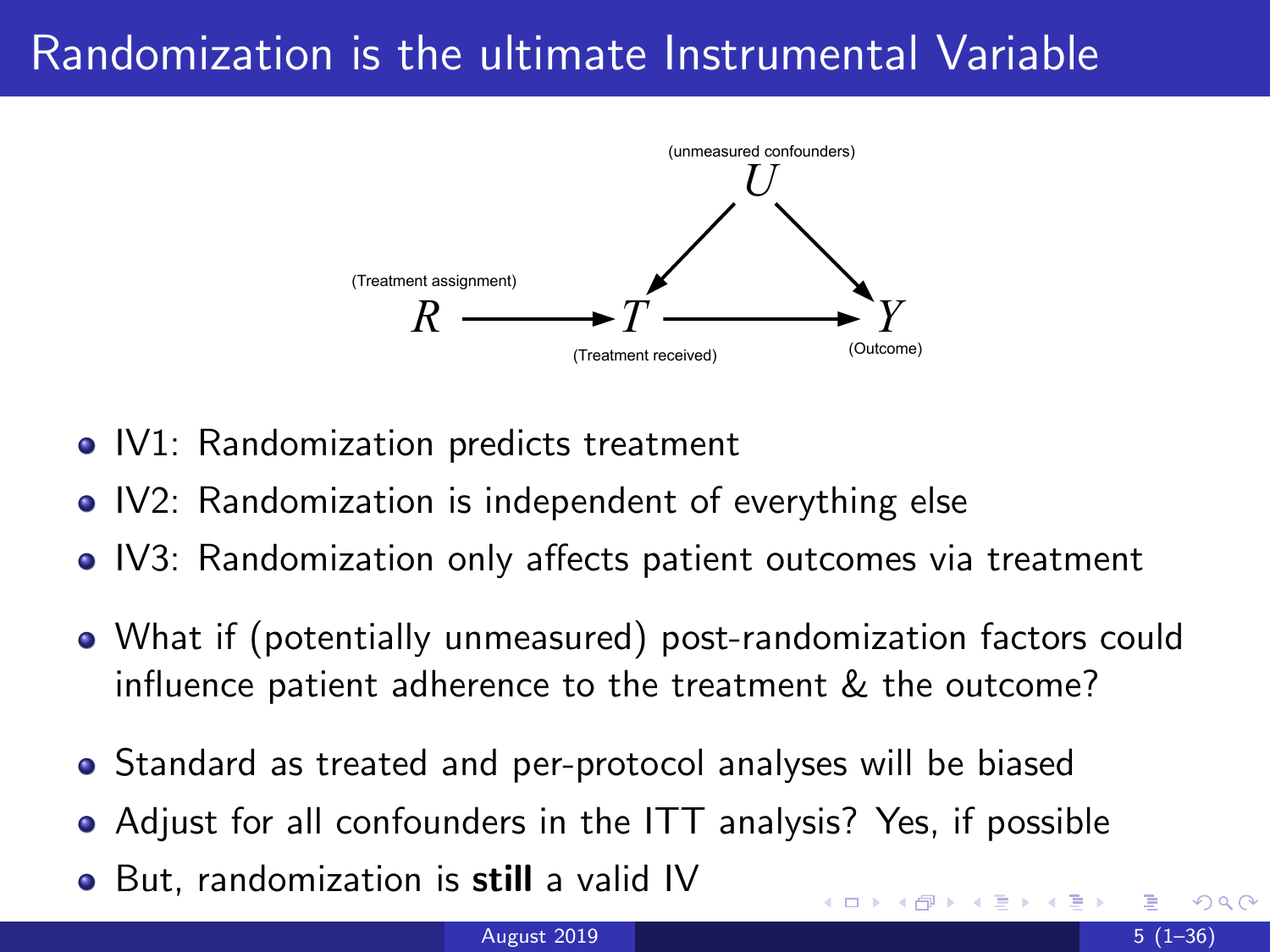# Randomization is the ultimate Instrumental Variable

(unmeasured confounders) $U$

(Treatment assignment) $R$ → $T$ (Treatment received) → $Y$ (Outcome)

$U$ → $T$, $U$ → $Y$

- IV1: Randomization predicts treatment
- IV2: Randomization is independent of everything else
- IV3: Randomization only affects patient outcomes via treatment

- What if (potentially unmeasured) post-randomization factors could influence patient adherence to the treatment & the outcome?

- Standard as treated and per-protocol analyses will be biased
- Adjust for all confounders in the ITT analysis? Yes, if possible
- But, randomization is **still** a valid IV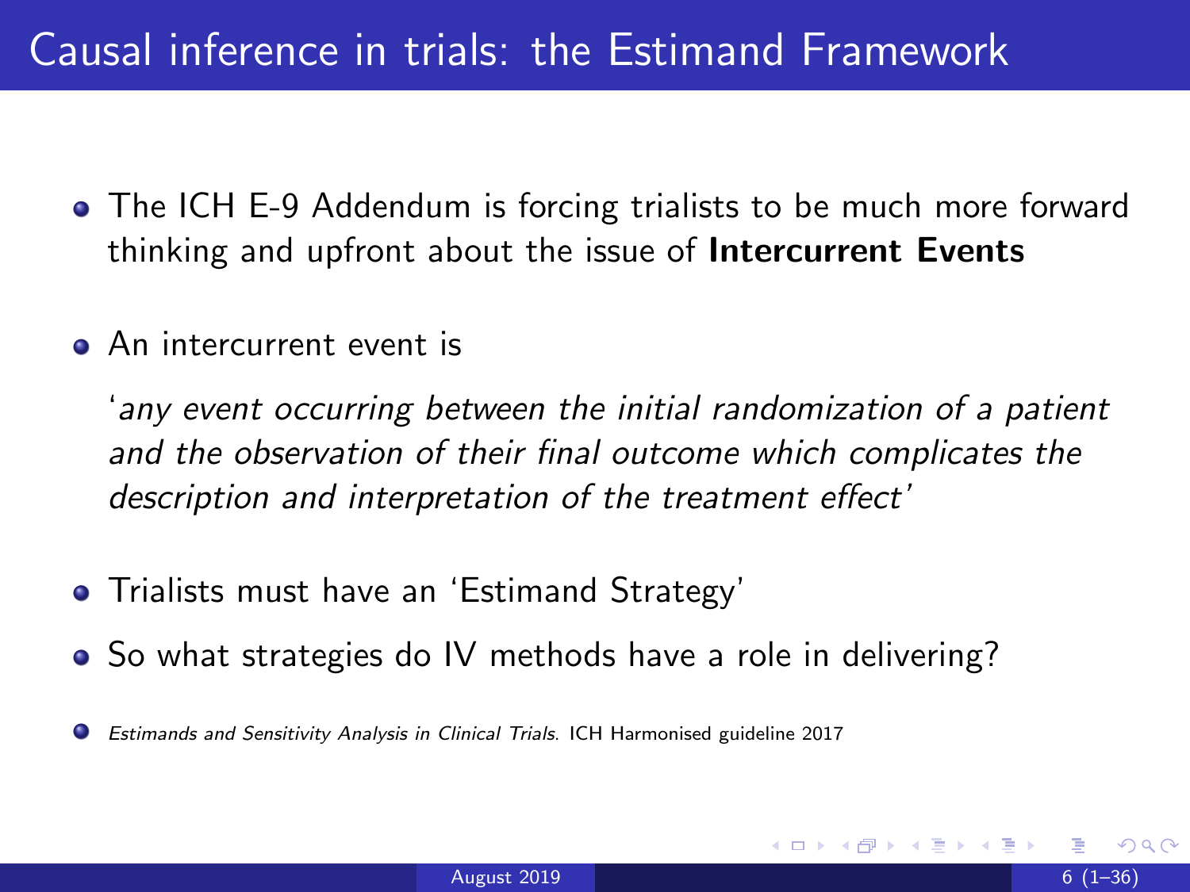# Causal inference in trials: the Estimand Framework

- The ICH E-9 Addendum is forcing trialists to be much more forward thinking and upfront about the issue of **Intercurrent Events**
- An intercurrent event is

  '*any event occurring between the initial randomization of a patient and the observation of their final outcome which complicates the description and interpretation of the treatment effect*'

- Trialists must have an 'Estimand Strategy'
- So what strategies do IV methods have a role in delivering?

- *Estimands and Sensitivity Analysis in Clinical Trials.* ICH Harmonised guideline 2017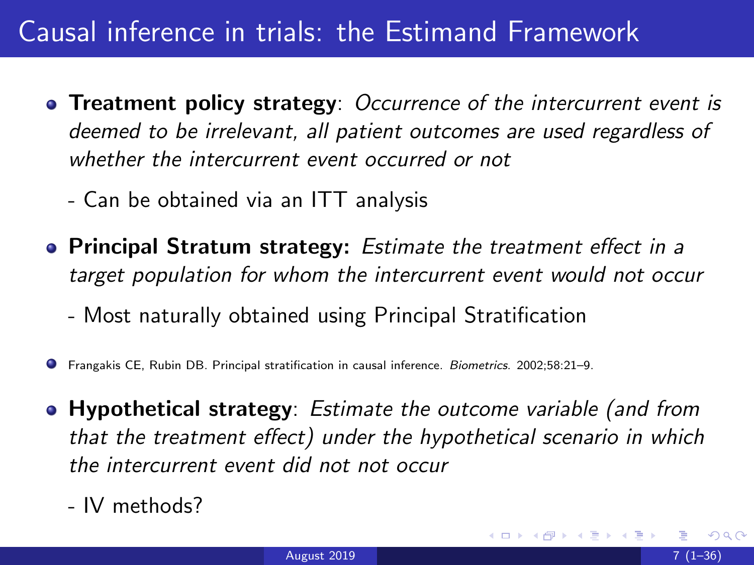# Causal inference in trials: the Estimand Framework

- **Treatment policy strategy**: *Occurrence of the intercurrent event is deemed to be irrelevant, all patient outcomes are used regardless of whether the intercurrent event occurred or not*

  - Can be obtained via an ITT analysis

- **Principal Stratum strategy:** *Estimate the treatment effect in a target population for whom the intercurrent event would not occur*

  - Most naturally obtained using Principal Stratification

- Frangakis CE, Rubin DB. Principal stratification in causal inference. *Biometrics*. 2002;58:21–9.

- **Hypothetical strategy**: *Estimate the outcome variable (and from that the treatment effect) under the hypothetical scenario in which the intercurrent event did not not occur*

  - IV methods?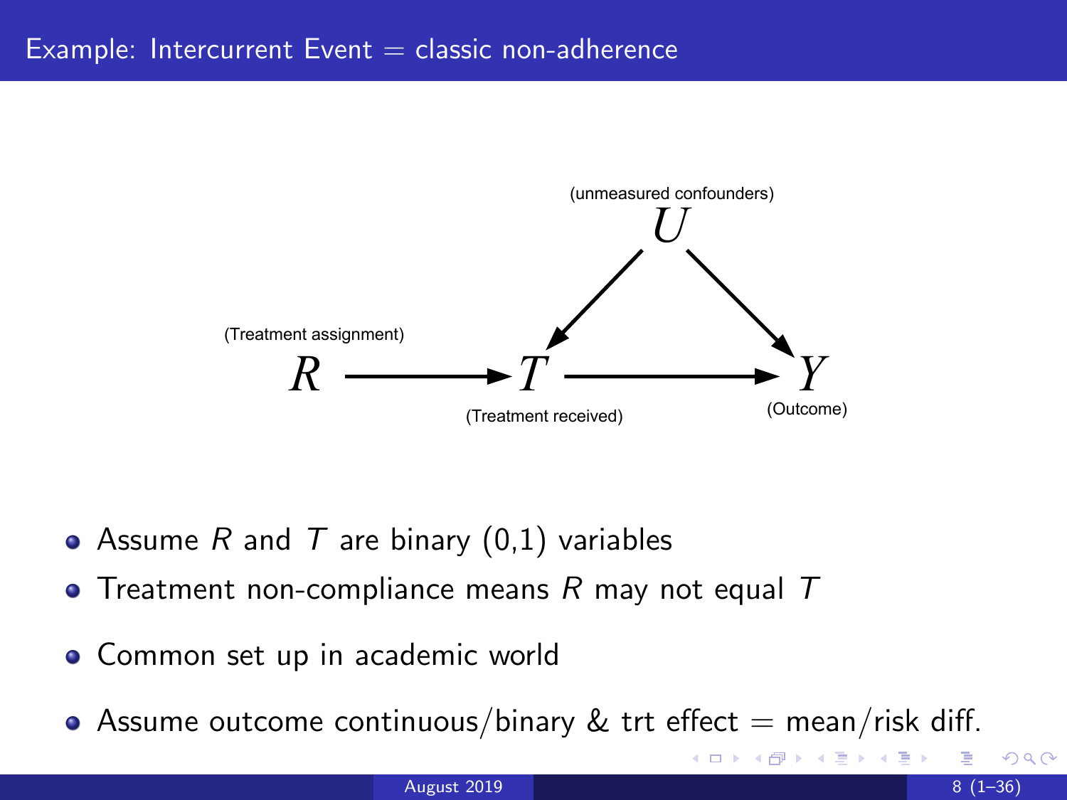## Example: Intercurrent Event = classic non-adherence

(unmeasured confounders) $U$

(Treatment assignment) $R \rightarrow T$ (Treatment received) $\rightarrow Y$ (Outcome)

$U \rightarrow T$, $U \rightarrow Y$

- Assume $R$ and $T$ are binary (0,1) variables
- Treatment non-compliance means $R$ may not equal $T$
- Common set up in academic world
- Assume outcome continuous/binary & trt effect = mean/risk diff.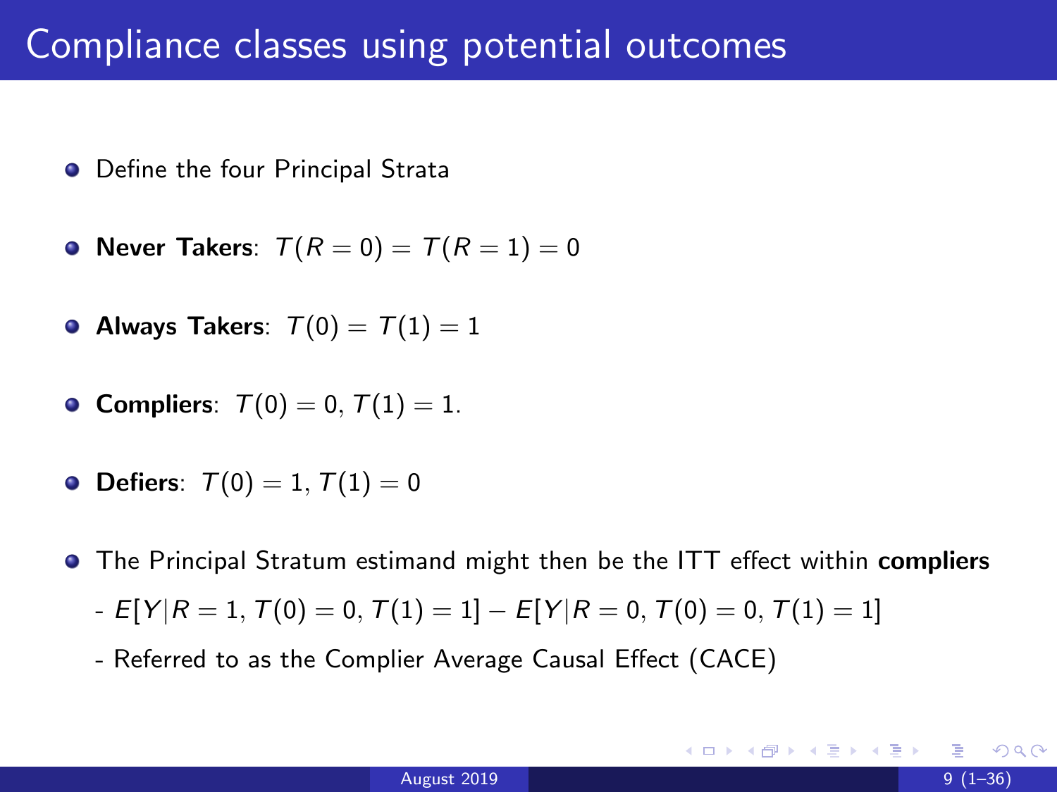# Compliance classes using potential outcomes

- Define the four Principal Strata
- **Never Takers**: $T(R = 0) = T(R = 1) = 0$
- **Always Takers**: $T(0) = T(1) = 1$
- **Compliers**: $T(0) = 0, T(1) = 1$.
- **Defiers**: $T(0) = 1, T(1) = 0$
- The Principal Stratum estimand might then be the ITT effect within **compliers**
  - $E[Y|R = 1, T(0) = 0, T(1) = 1] - E[Y|R = 0, T(0) = 0, T(1) = 1]$
  - Referred to as the Complier Average Causal Effect (CACE)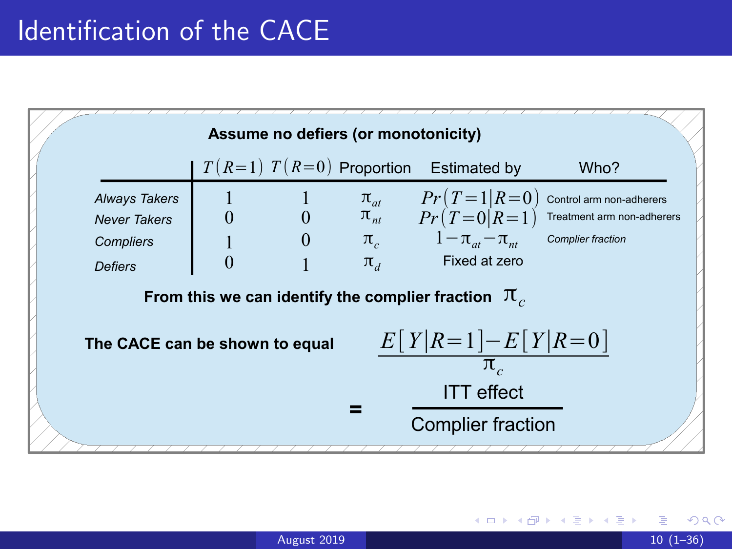# Identification of the CACE

**Assume no defiers (or monotonicity)**

| | $T(R=1)$ | $T(R=0)$ | Proportion | Estimated by | Who? |
|---|---|---|---|---|---|
| *Always Takers* | 1 | 1 | $\pi_{at}$ | $Pr(T=1 \mid R=0)$ | Control arm non-adherers |
| *Never Takers* | 0 | 0 | $\pi_{nt}$ | $Pr(T=0 \mid R=1)$ | Treatment arm non-adherers |
| *Compliers* | 1 | 0 | $\pi_c$ | $1-\pi_{at}-\pi_{nt}$ | *Complier fraction* |
| *Defiers* | 0 | 1 | $\pi_d$ | Fixed at zero | |

**From this we can identify the complier fraction** $\pi_c$

**The CACE can be shown to equal**

$$\frac{E[Y \mid R=1]-E[Y \mid R=0]}{\pi_c}$$

$$= \frac{\text{ITT effect}}{\text{Complier fraction}}$$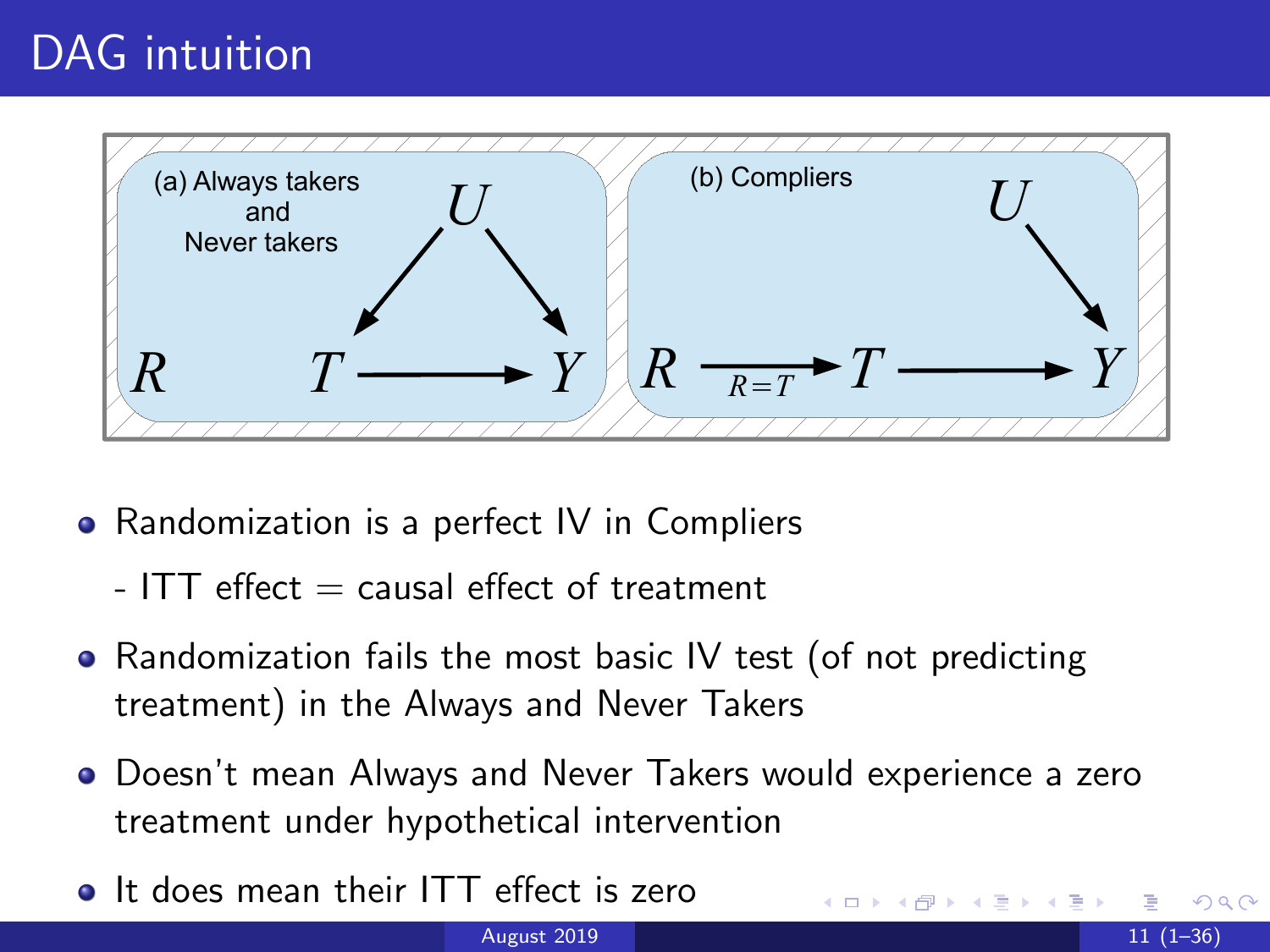# DAG intuition

- Randomization is a perfect IV in Compliers

  - ITT effect = causal effect of treatment

- Randomization fails the most basic IV test (of not predicting treatment) in the Always and Never Takers

- Doesn't mean Always and Never Takers would experience a zero treatment under hypothetical intervention

- It does mean their ITT effect is zero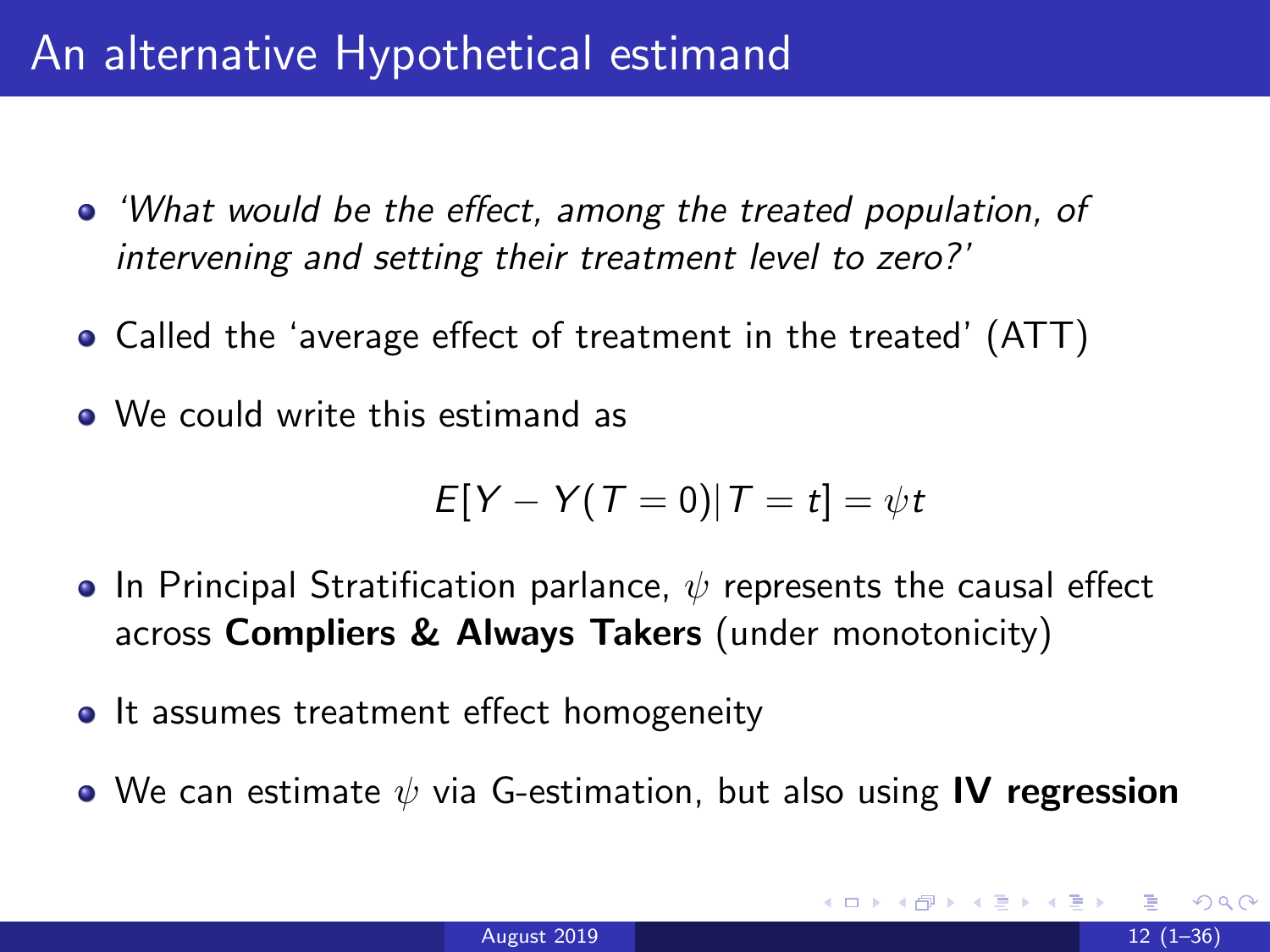# An alternative Hypothetical estimand

- *'What would be the effect, among the treated population, of intervening and setting their treatment level to zero?'*
- Called the 'average effect of treatment in the treated' (ATT)
- We could write this estimand as

$$E[Y - Y(T = 0)| T = t] = \psi t$$

- In Principal Stratification parlance, $\psi$ represents the causal effect across **Compliers & Always Takers** (under monotonicity)
- It assumes treatment effect homogeneity
- We can estimate $\psi$ via G-estimation, but also using **IV regression**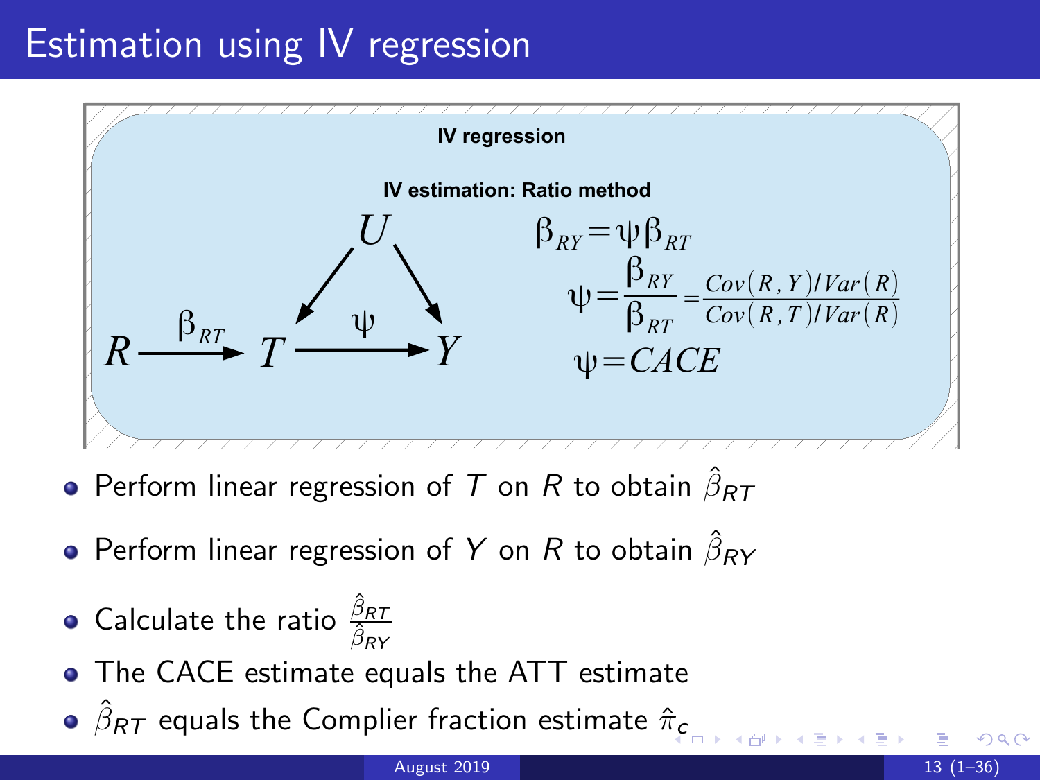# Estimation using IV regression

**IV regression**

**IV estimation: Ratio method**

$$\beta_{RY} = \psi \beta_{RT}$$

$$\psi = \frac{\beta_{RY}}{\beta_{RT}} = \frac{Cov(R,Y)/Var(R)}{Cov(R,T)/Var(R)}$$

$$\psi = CACE$$

- Perform linear regression of $T$ on $R$ to obtain $\hat{\beta}_{RT}$
- Perform linear regression of $Y$ on $R$ to obtain $\hat{\beta}_{RY}$
- Calculate the ratio $\frac{\hat{\beta}_{RT}}{\hat{\beta}_{RY}}$
- The CACE estimate equals the ATT estimate
- $\hat{\beta}_{RT}$ equals the Complier fraction estimate $\hat{\pi}_c$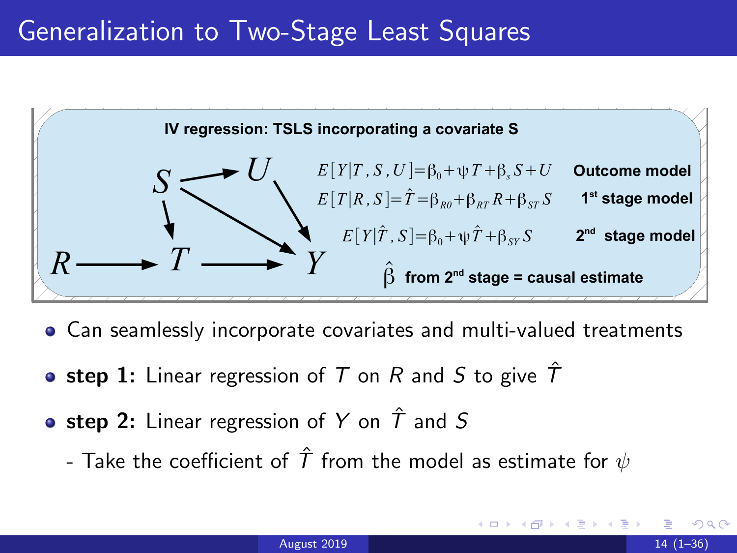# Generalization to Two-Stage Least Squares

**IV regression: TSLS incorporating a covariate S**

$$E[Y|T,S,U] = \beta_0 + \psi T + \beta_s S + U \quad \textbf{Outcome model}$$

$$E[T|R,S] = \hat{T} = \beta_{R0} + \beta_{RT} R + \beta_{ST} S \quad \textbf{1st stage model}$$

$$E[Y|\hat{T},S] = \beta_0 + \psi \hat{T} + \beta_{SY} S \quad \textbf{2nd stage model}$$

$\hat{\beta}$ **from 2nd stage = causal estimate**

- Can seamlessly incorporate covariates and multi-valued treatments
- **step 1:** Linear regression of $T$ on $R$ and $S$ to give $\hat{T}$
- **step 2:** Linear regression of $Y$ on $\hat{T}$ and $S$
  - Take the coefficient of $\hat{T}$ from the model as estimate for $\psi$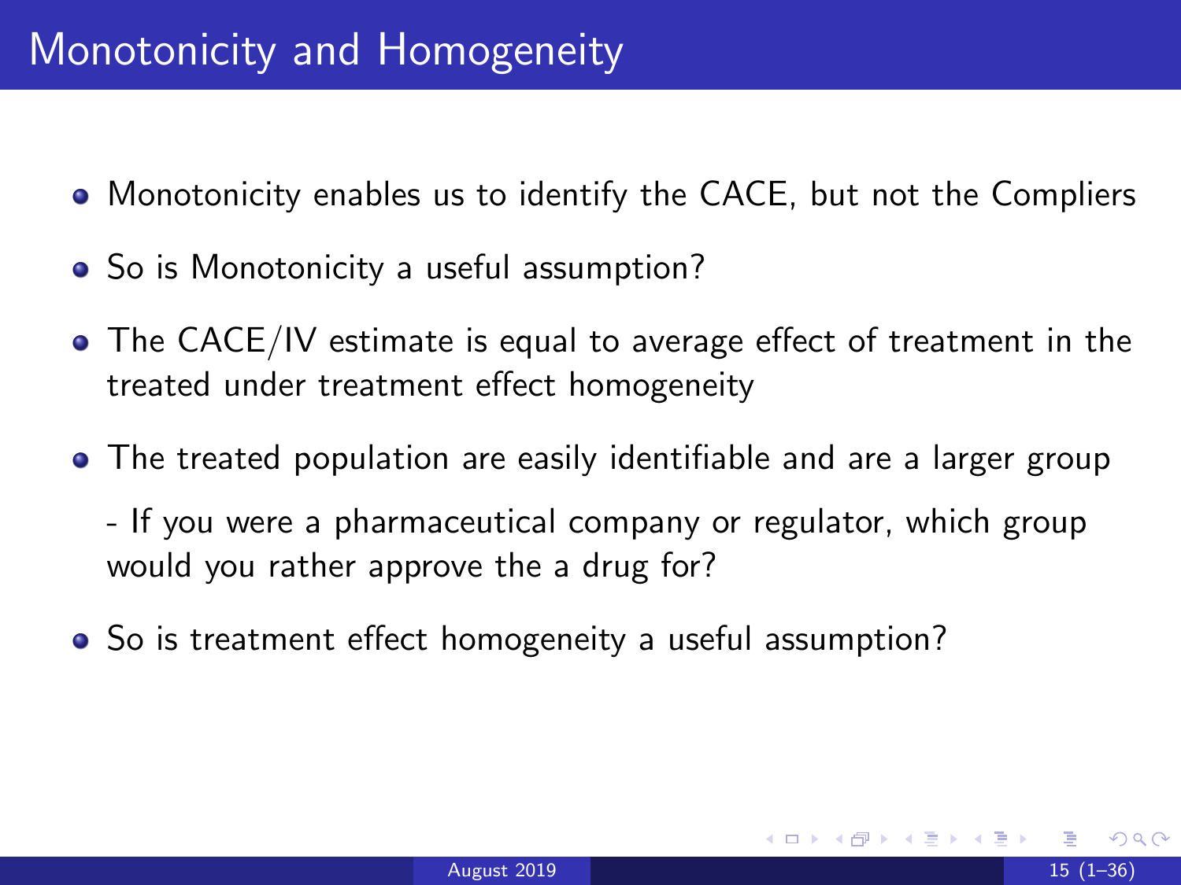# Monotonicity and Homogeneity

- Monotonicity enables us to identify the CACE, but not the Compliers
- So is Monotonicity a useful assumption?
- The CACE/IV estimate is equal to average effect of treatment in the treated under treatment effect homogeneity
- The treated population are easily identifiable and are a larger group

  - If you were a pharmaceutical company or regulator, which group would you rather approve the a drug for?
- So is treatment effect homogeneity a useful assumption?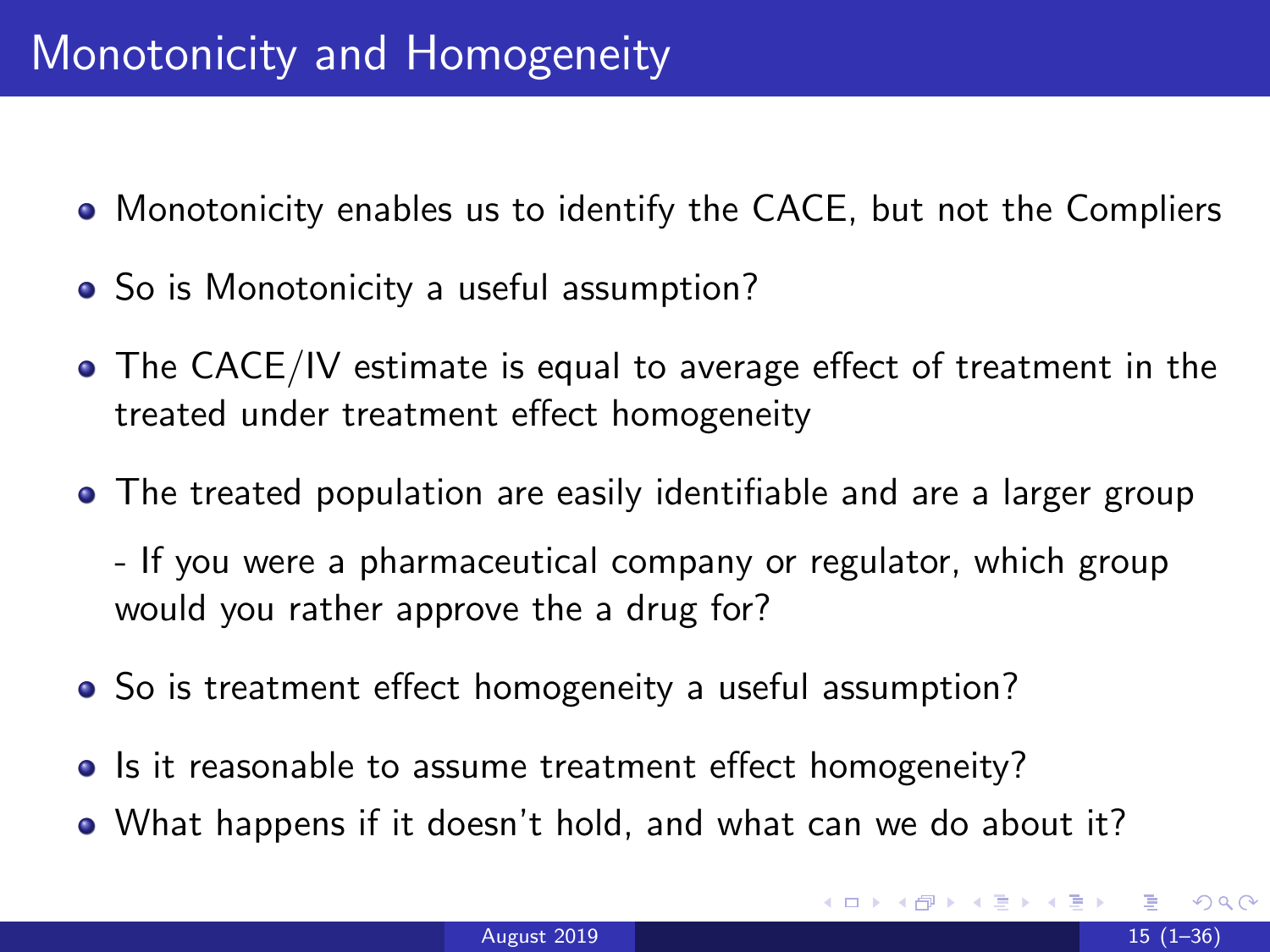# Monotonicity and Homogeneity

- Monotonicity enables us to identify the CACE, but not the Compliers
- So is Monotonicity a useful assumption?
- The CACE/IV estimate is equal to average effect of treatment in the treated under treatment effect homogeneity
- The treated population are easily identifiable and are a larger group

  - If you were a pharmaceutical company or regulator, which group would you rather approve the a drug for?
- So is treatment effect homogeneity a useful assumption?
- Is it reasonable to assume treatment effect homogeneity?
- What happens if it doesn't hold, and what can we do about it?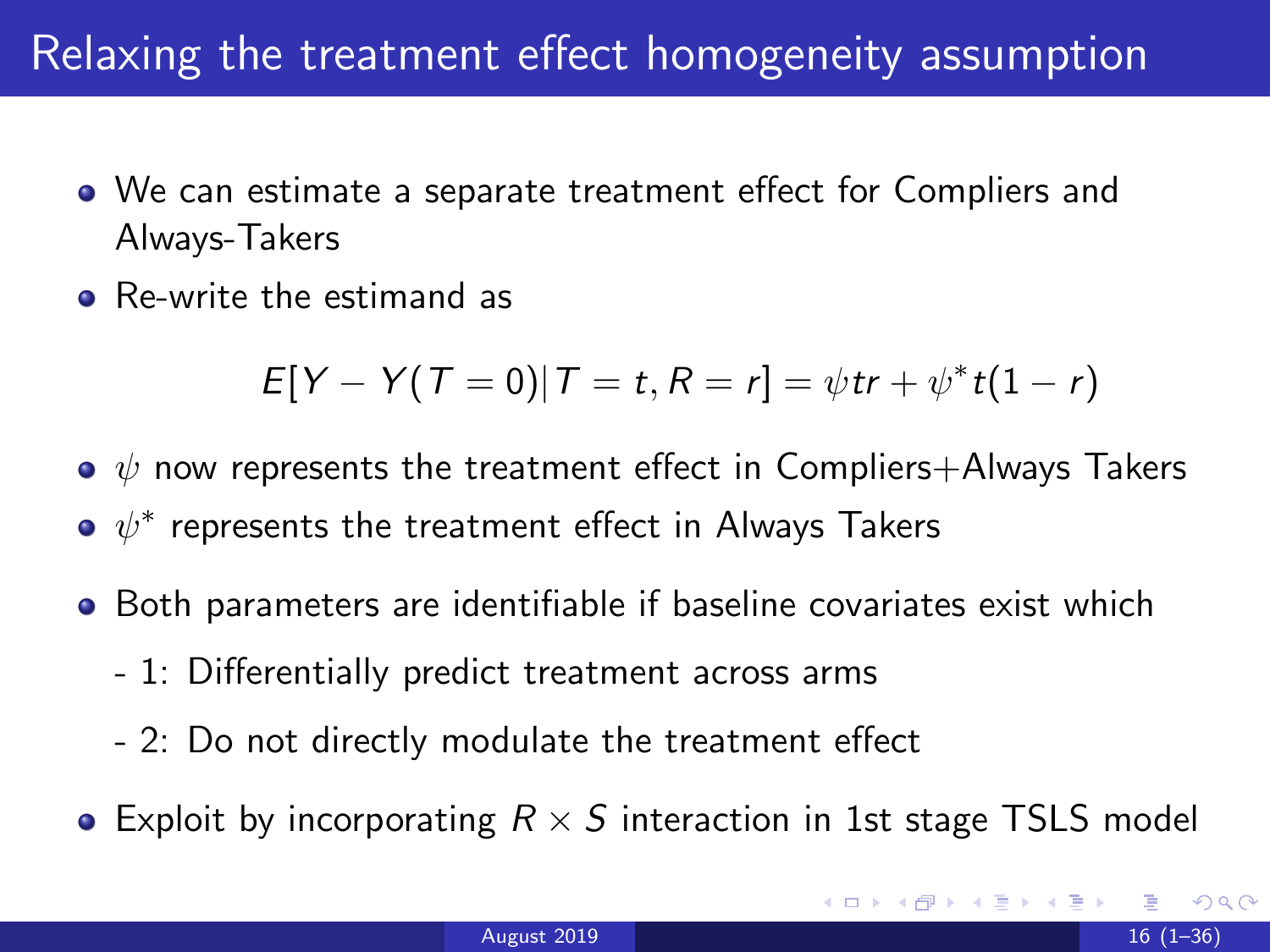# Relaxing the treatment effect homogeneity assumption

- We can estimate a separate treatment effect for Compliers and Always-Takers
- Re-write the estimand as

$$E[Y - Y(T = 0)| T = t, R = r] = \psi tr + \psi^* t(1 - r)$$

- $\psi$ now represents the treatment effect in Compliers+Always Takers
- $\psi^*$ represents the treatment effect in Always Takers
- Both parameters are identifiable if baseline covariates exist which
  - 1: Differentially predict treatment across arms
  - 2: Do not directly modulate the treatment effect
- Exploit by incorporating $R \times S$ interaction in 1st stage TSLS model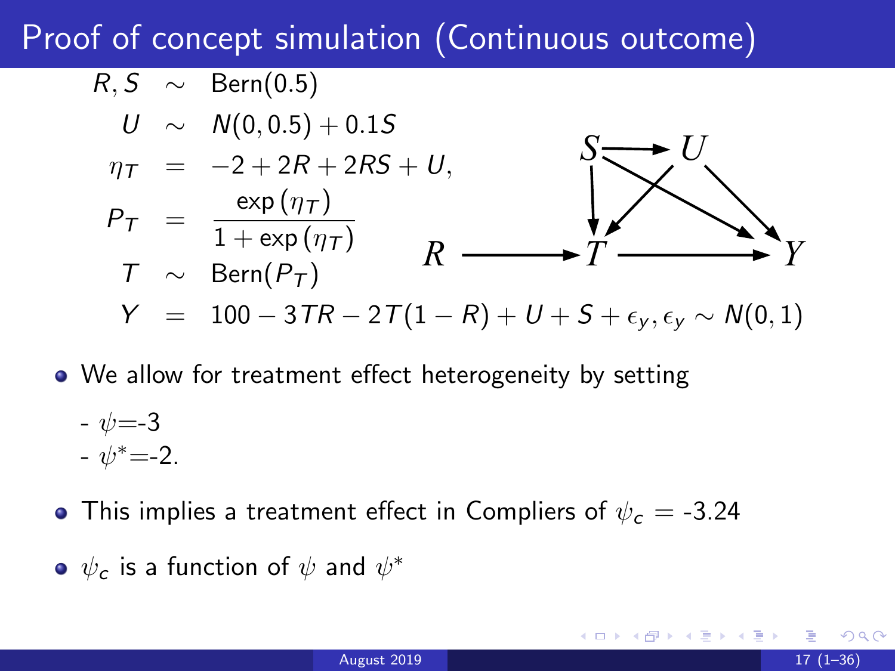# Proof of concept simulation (Continuous outcome)

$$
\begin{aligned}
R, S &\sim \text{Bern}(0.5) \\
U &\sim N(0, 0.5) + 0.1S \\
\eta_T &= -2 + 2R + 2RS + U, \\
P_T &= \frac{\exp(\eta_T)}{1 + \exp(\eta_T)} \\
T &\sim \text{Bern}(P_T) \\
Y &= 100 - 3TR - 2T(1 - R) + U + S + \epsilon_y, \epsilon_y \sim N(0, 1)
\end{aligned}
$$

- We allow for treatment effect heterogeneity by setting
  - $\psi$=-3
  - $\psi^*$=-2.
- This implies a treatment effect in Compliers of $\psi_c$ = -3.24
- $\psi_c$ is a function of $\psi$ and $\psi^*$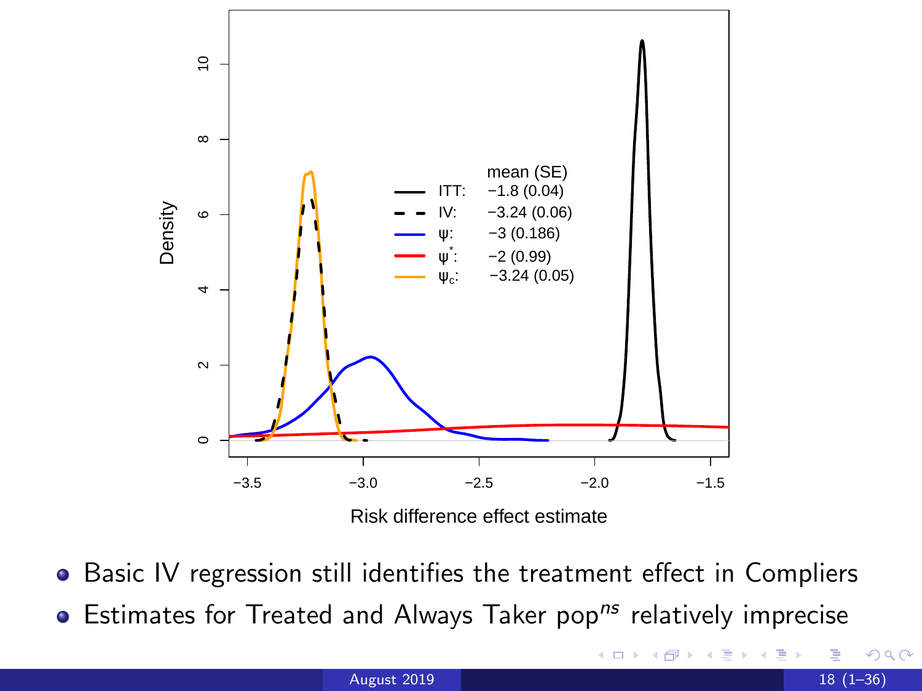- Basic IV regression still identifies the treatment effect in Compliers
- Estimates for Treated and Always Taker pop$^{ns}$ relatively imprecise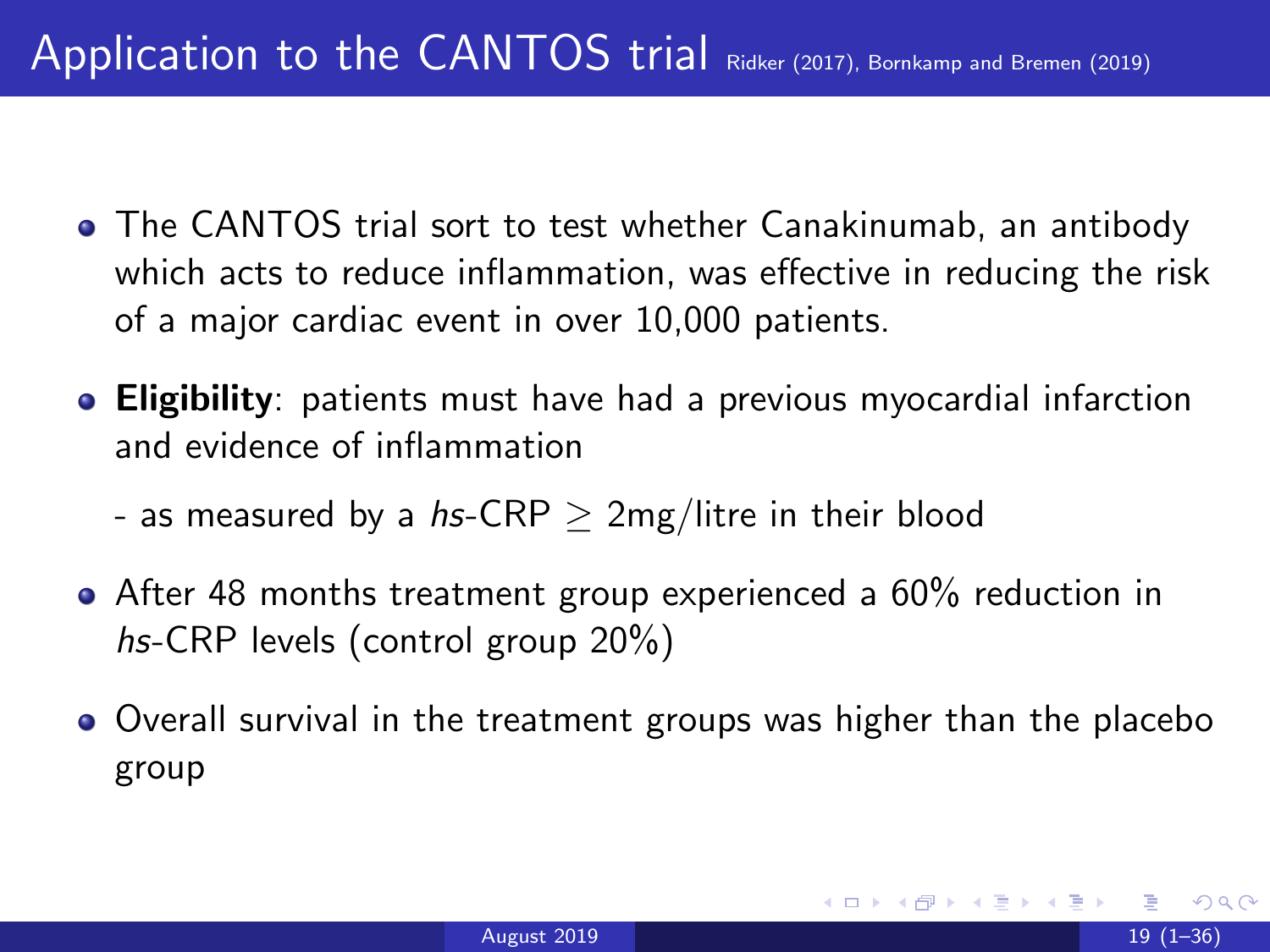# Application to the CANTOS trial Ridker (2017), Bornkamp and Bremen (2019)

- The CANTOS trial sort to test whether Canakinumab, an antibody which acts to reduce inflammation, was effective in reducing the risk of a major cardiac event in over 10,000 patients.
- **Eligibility**: patients must have had a previous myocardial infarction and evidence of inflammation

  - as measured by a *hs*-CRP $\geq$ 2mg/litre in their blood
- After 48 months treatment group experienced a 60% reduction in *hs*-CRP levels (control group 20%)
- Overall survival in the treatment groups was higher than the placebo group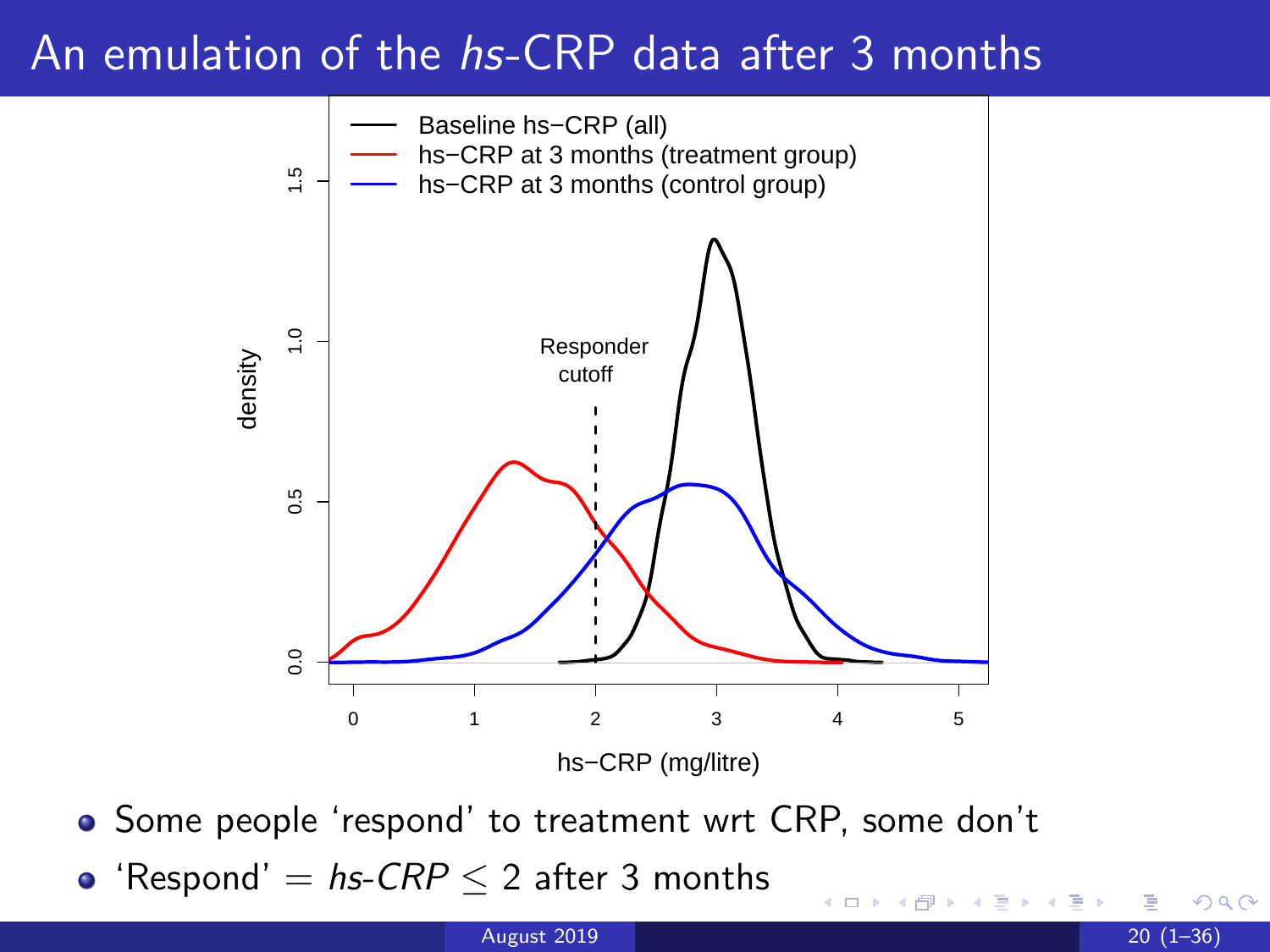# An emulation of the *hs*-CRP data after 3 months

- Some people 'respond' to treatment wrt CRP, some don't
- 'Respond' $=$ *hs-CRP* $\leq 2$ after 3 months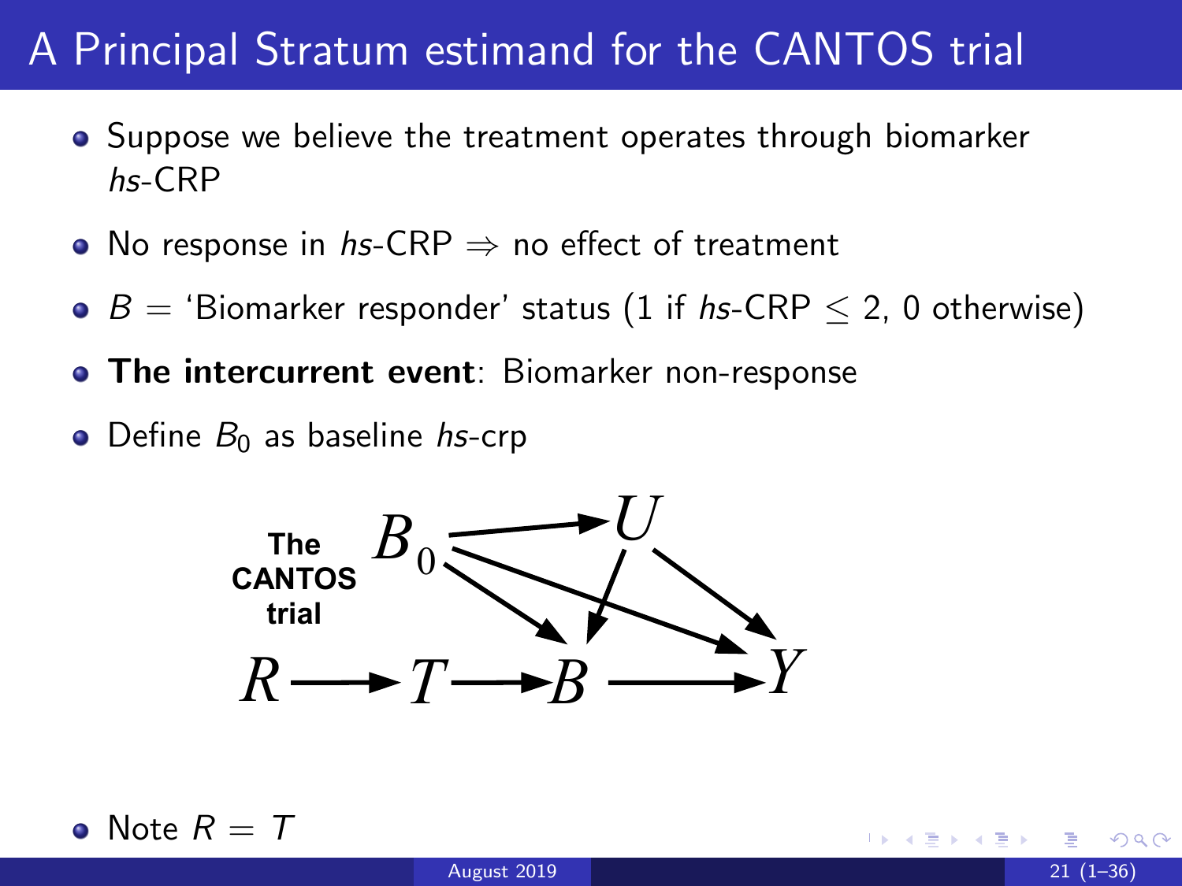# A Principal Stratum estimand for the CANTOS trial

- Suppose we believe the treatment operates through biomarker *hs*-CRP
- No response in *hs*-CRP $\Rightarrow$ no effect of treatment
- $B$ = 'Biomarker responder' status (1 if *hs*-CRP $\leq 2$, 0 otherwise)
- **The intercurrent event**: Biomarker non-response
- Define $B_0$ as baseline *hs*-crp

**The CANTOS trial**

- Note $R = T$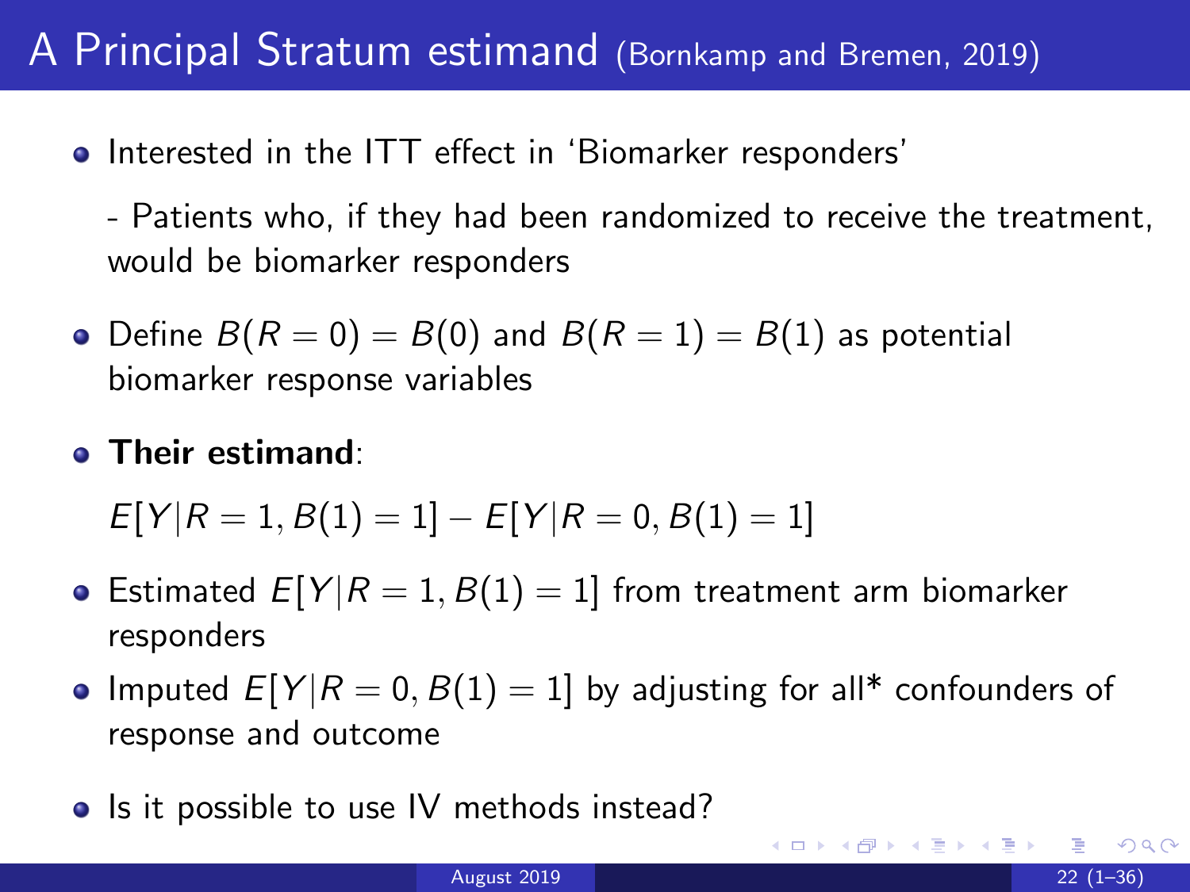# A Principal Stratum estimand (Bornkamp and Bremen, 2019)

- Interested in the ITT effect in 'Biomarker responders'

  - Patients who, if they had been randomized to receive the treatment, would be biomarker responders

- Define $B(R = 0) = B(0)$ and $B(R = 1) = B(1)$ as potential biomarker response variables

- **Their estimand**:

  $E[Y|R = 1, B(1) = 1] - E[Y|R = 0, B(1) = 1]$

- Estimated $E[Y|R = 1, B(1) = 1]$ from treatment arm biomarker responders

- Imputed $E[Y|R = 0, B(1) = 1]$ by adjusting for all* confounders of response and outcome

- Is it possible to use IV methods instead?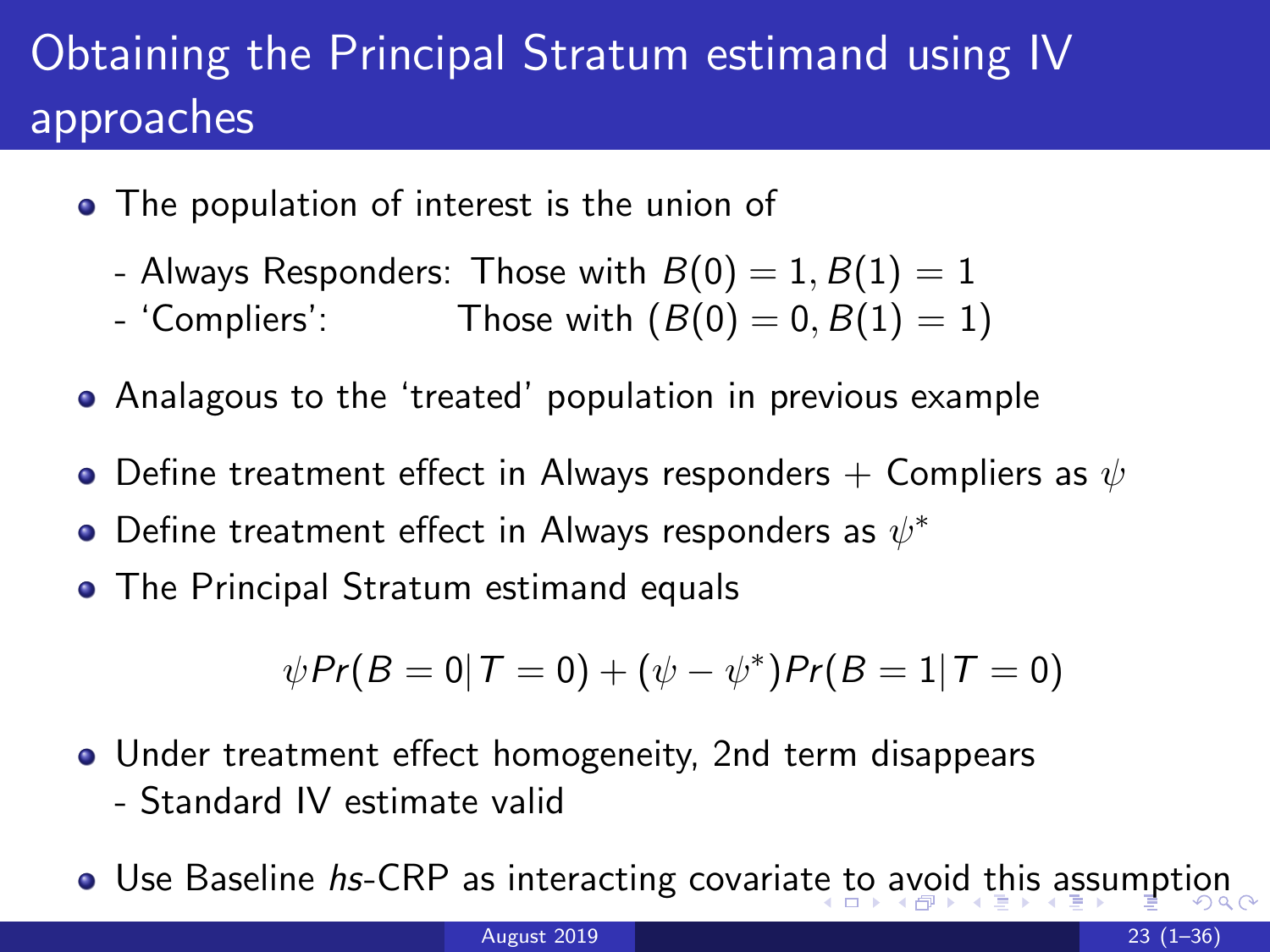# Obtaining the Principal Stratum estimand using IV approaches

- The population of interest is the union of
  - Always Responders: Those with $B(0) = 1, B(1) = 1$
  - 'Compliers': Those with $(B(0) = 0, B(1) = 1)$
- Analagous to the 'treated' population in previous example
- Define treatment effect in Always responders + Compliers as $\psi$
- Define treatment effect in Always responders as $\psi^*$
- The Principal Stratum estimand equals

$$\psi Pr(B = 0|T = 0) + (\psi - \psi^*)Pr(B = 1|T = 0)$$

- Under treatment effect homogeneity, 2nd term disappears
  - Standard IV estimate valid
- Use Baseline *hs*-CRP as interacting covariate to avoid this assumption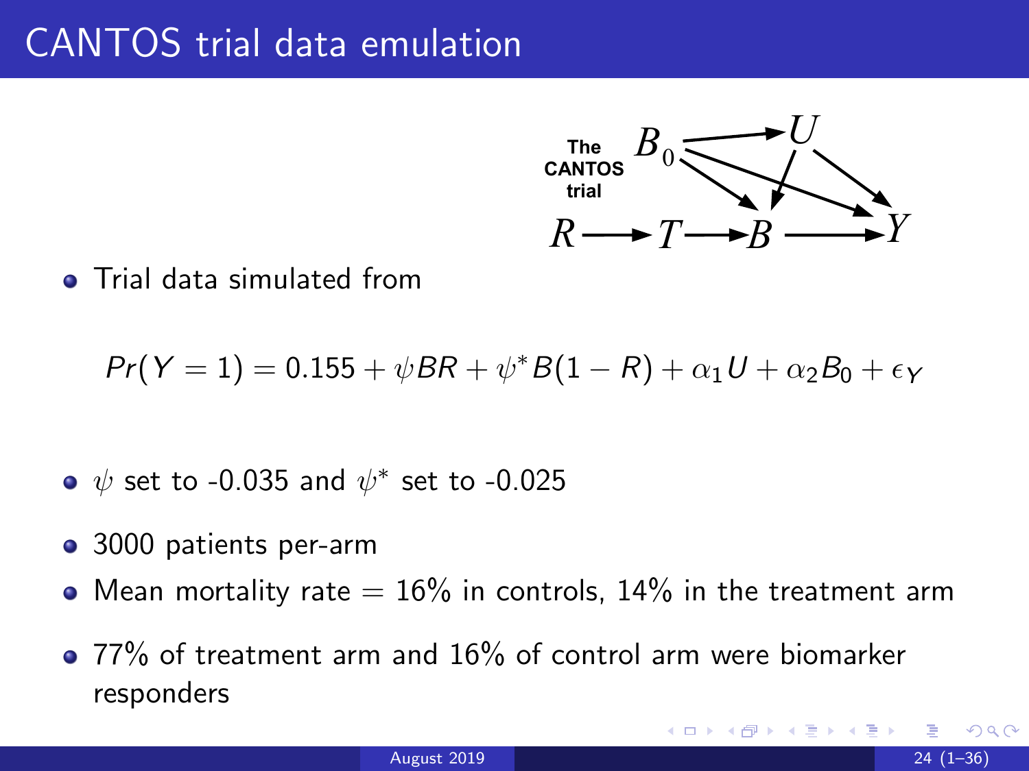# CANTOS trial data emulation

- Trial data simulated from

$$Pr(Y = 1) = 0.155 + \psi BR + \psi^{*} B(1 - R) + \alpha_1 U + \alpha_2 B_0 + \epsilon_Y$$

- $\psi$ set to -0.035 and $\psi^{*}$ set to -0.025
- 3000 patients per-arm
- Mean mortality rate = 16% in controls, 14% in the treatment arm
- 77% of treatment arm and 16% of control arm were biomarker responders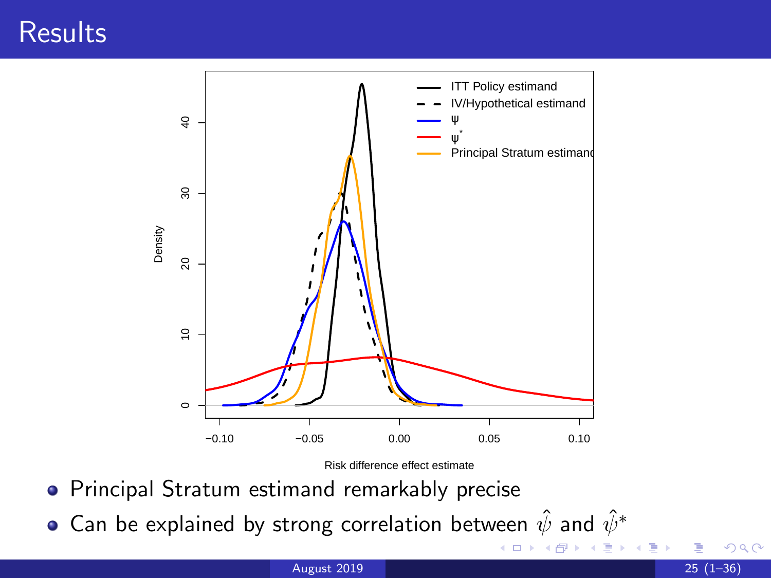# Results

- Principal Stratum estimand remarkably precise
- Can be explained by strong correlation between $\hat{\psi}$ and $\hat{\psi}^*$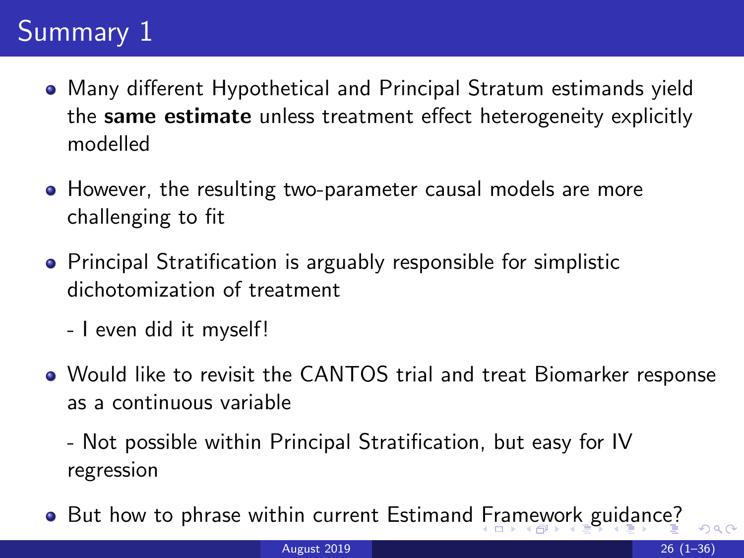# Summary 1

- Many different Hypothetical and Principal Stratum estimands yield the **same estimate** unless treatment effect heterogeneity explicitly modelled
- However, the resulting two-parameter causal models are more challenging to fit
- Principal Stratification is arguably responsible for simplistic dichotomization of treatment

  - I even did it myself!
- Would like to revisit the CANTOS trial and treat Biomarker response as a continuous variable

  - Not possible within Principal Stratification, but easy for IV regression
- But how to phrase within current Estimand Framework guidance?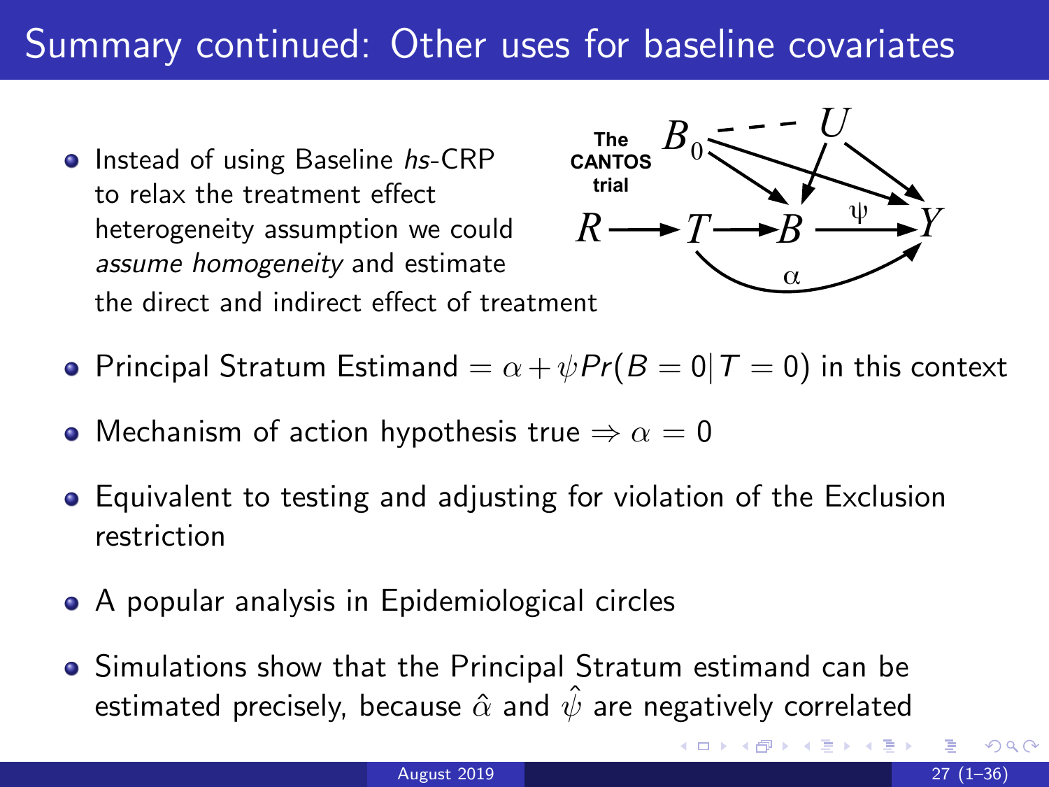# Summary continued: Other uses for baseline covariates

- Instead of using Baseline *hs*-CRP to relax the treatment effect heterogeneity assumption we could *assume homogeneity* and estimate the direct and indirect effect of treatment

- Principal Stratum Estimand $= \alpha + \psi Pr(B = 0 | T = 0)$ in this context

- Mechanism of action hypothesis true $\Rightarrow \alpha = 0$

- Equivalent to testing and adjusting for violation of the Exclusion restriction

- A popular analysis in Epidemiological circles

- Simulations show that the Principal Stratum estimand can be estimated precisely, because $\hat{\alpha}$ and $\hat{\psi}$ are negatively correlated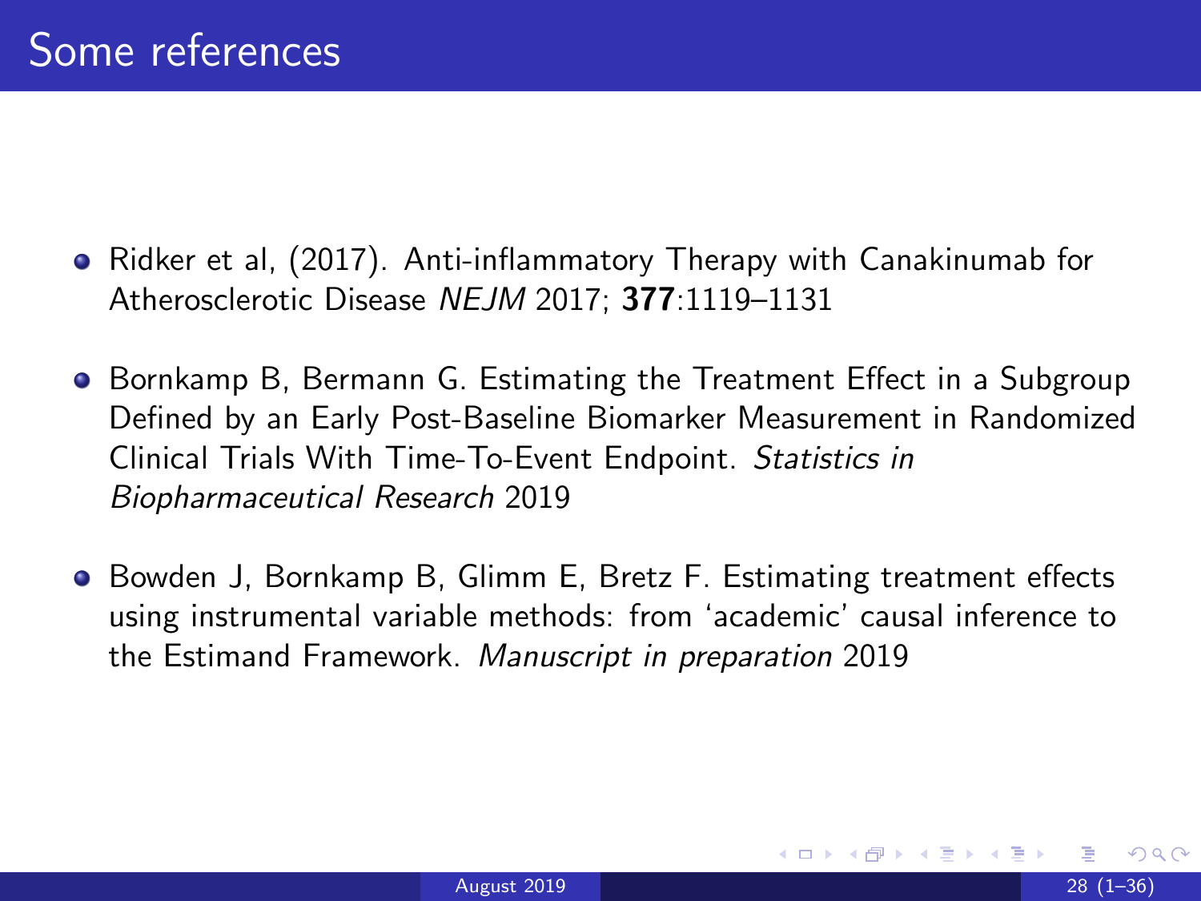# Some references

- Ridker et al, (2017). Anti-inflammatory Therapy with Canakinumab for Atherosclerotic Disease *NEJM* 2017; **377**:1119–1131
- Bornkamp B, Bermann G. Estimating the Treatment Effect in a Subgroup Defined by an Early Post-Baseline Biomarker Measurement in Randomized Clinical Trials With Time-To-Event Endpoint. *Statistics in Biopharmaceutical Research* 2019
- Bowden J, Bornkamp B, Glimm E, Bretz F. Estimating treatment effects using instrumental variable methods: from 'academic' causal inference to the Estimand Framework. *Manuscript in preparation* 2019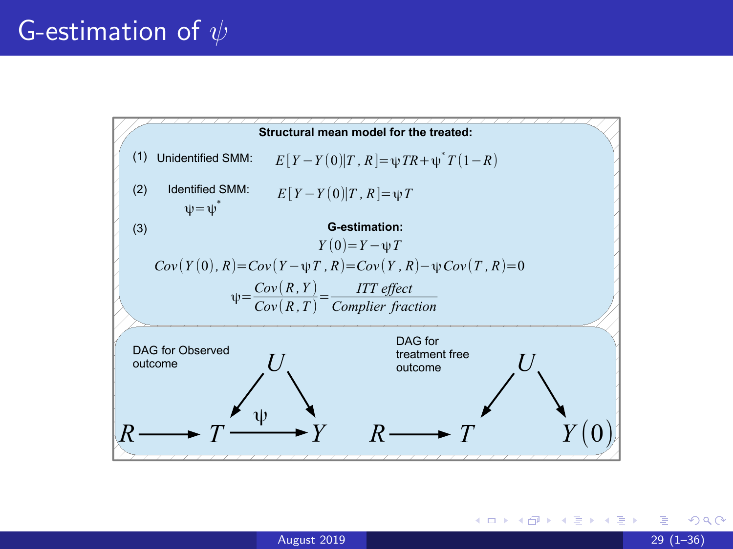# G-estimation of $\psi$

**Structural mean model for the treated:**

(1) Unidentified SMM: $E[Y - Y(0)|T, R] = \psi TR + \psi^* T(1-R)$

(2) Identified SMM: $\psi = \psi^*$ $E[Y - Y(0)|T, R] = \psi T$

(3) **G-estimation:**

$$Y(0) = Y - \psi T$$

$$Cov(Y(0), R) = Cov(Y - \psi T, R) = Cov(Y, R) - \psi Cov(T, R) = 0$$

$$\psi = \frac{Cov(R, Y)}{Cov(R, T)} = \frac{ITT\ effect}{Complier\ fraction}$$

DAG for Observed outcome: $R \rightarrow T \xrightarrow{\psi} Y$, $U \rightarrow T$, $U \rightarrow Y$

DAG for treatment free outcome: $R \rightarrow T$, $U \rightarrow T$, $U \rightarrow Y(0)$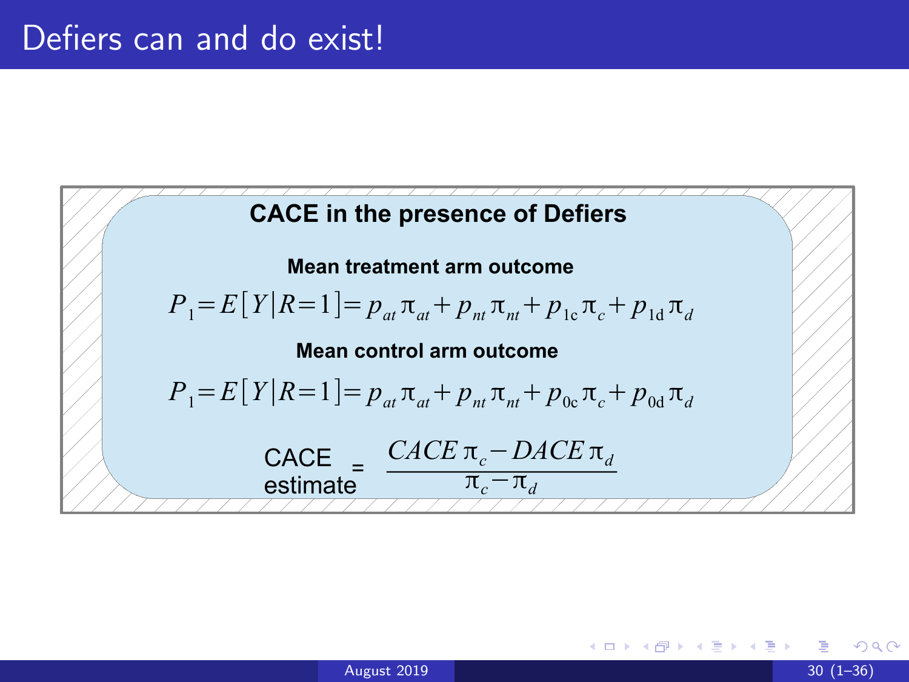# Defiers can and do exist!

### CACE in the presence of Defiers

**Mean treatment arm outcome**

$$P_1 = E[Y|R=1] = p_{at}\pi_{at} + p_{nt}\pi_{nt} + p_{1c}\pi_c + p_{1d}\pi_d$$

**Mean control arm outcome**

$$P_1 = E[Y|R=1] = p_{at}\pi_{at} + p_{nt}\pi_{nt} + p_{0c}\pi_c + p_{0d}\pi_d$$

$$\text{CACE estimate} = \frac{CACE\,\pi_c - DACE\,\pi_d}{\pi_c - \pi_d}$$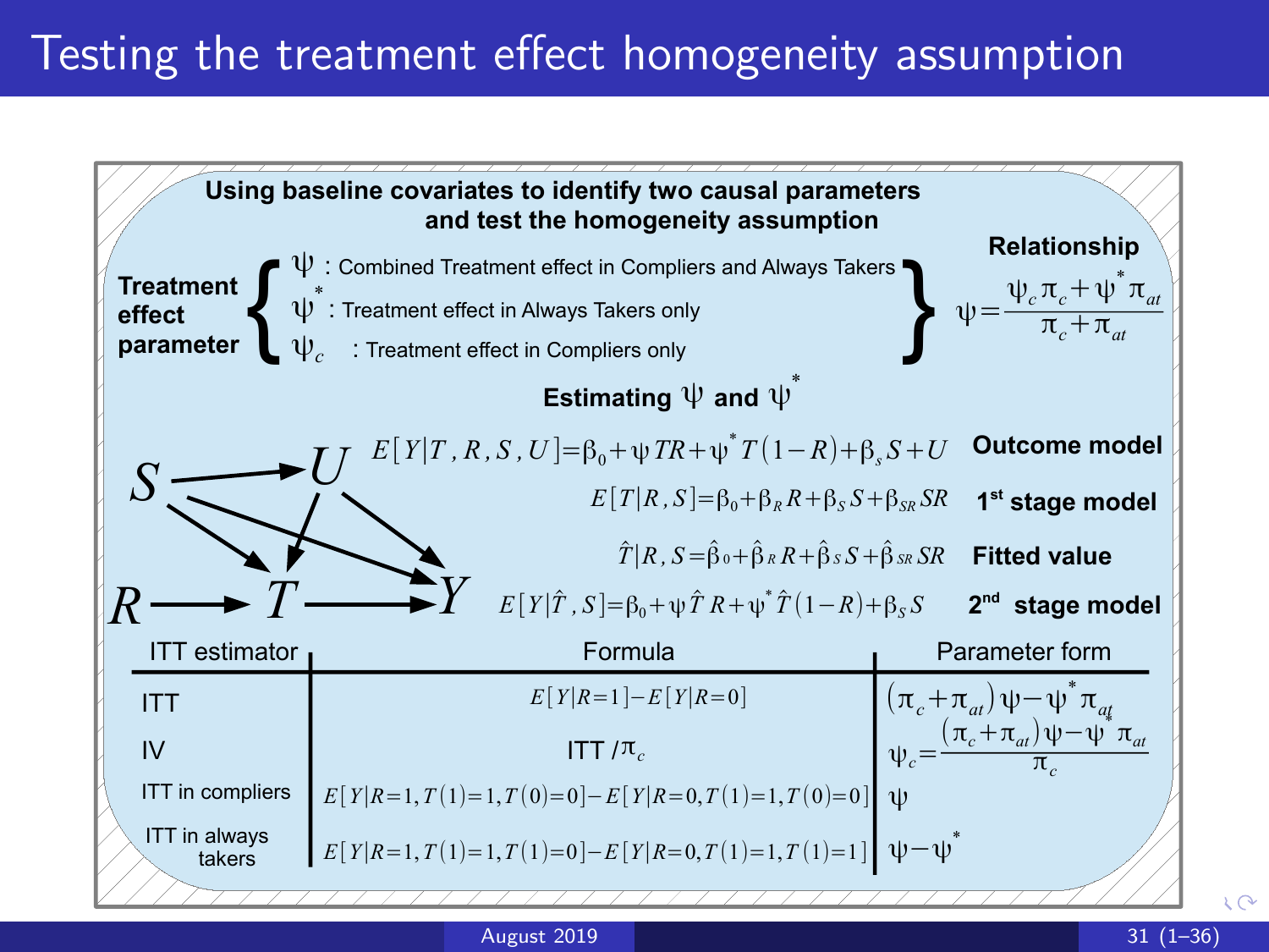# Testing the treatment effect homogeneity assumption

**Using baseline covariates to identify two causal parameters and test the homogeneity assumption**

**Treatment effect parameter**

- $\psi$ : Combined Treatment effect in Compliers and Always Takers
- $\psi^*$ : Treatment effect in Always Takers only
- $\psi_c$ : Treatment effect in Compliers only

**Relationship**

$$\psi = \frac{\psi_c \pi_c + \psi^* \pi_{at}}{\pi_c + \pi_{at}}$$

**Estimating $\psi$ and $\psi^*$**

Causal diagram: $S \rightarrow U$, $S \rightarrow T$, $S \rightarrow Y$, $U \rightarrow T$, $U \rightarrow Y$, $R \rightarrow T$, $T \rightarrow Y$

**Outcome model**

$$E[Y|T,R,S,U] = \beta_0 + \psi TR + \psi^* T(1-R) + \beta_s S + U$$

**1st stage model**

$$E[T|R,S] = \beta_0 + \beta_R R + \beta_S S + \beta_{SR} SR$$

**Fitted value**

$$\hat{T}|R,S = \hat{\beta}_0 + \hat{\beta}_R R + \hat{\beta}_S S + \hat{\beta}_{SR} SR$$

**2nd stage model**

$$E[Y|\hat{T},S] = \beta_0 + \psi \hat{T} R + \psi^* \hat{T}(1-R) + \beta_S S$$

| ITT estimator | Formula | Parameter form |
|---|---|---|
| ITT | $E[Y\|R=1] - E[Y\|R=0]$ | $(\pi_c + \pi_{at})\psi - \psi^* \pi_{at}$ |
| IV | ITT $/\pi_c$ | $\psi_c = \frac{(\pi_c + \pi_{at})\psi - \psi^* \pi_{at}}{\pi_c}$ |
| ITT in compliers | $E[Y\|R=1, T(1)=1, T(0)=0] - E[Y\|R=0, T(1)=1, T(0)=0]$ | $\psi$ |
| ITT in always takers | $E[Y\|R=1, T(1)=1, T(1)=0] - E[Y\|R=0, T(1)=1, T(1)=1]$ | $\psi - \psi^*$ |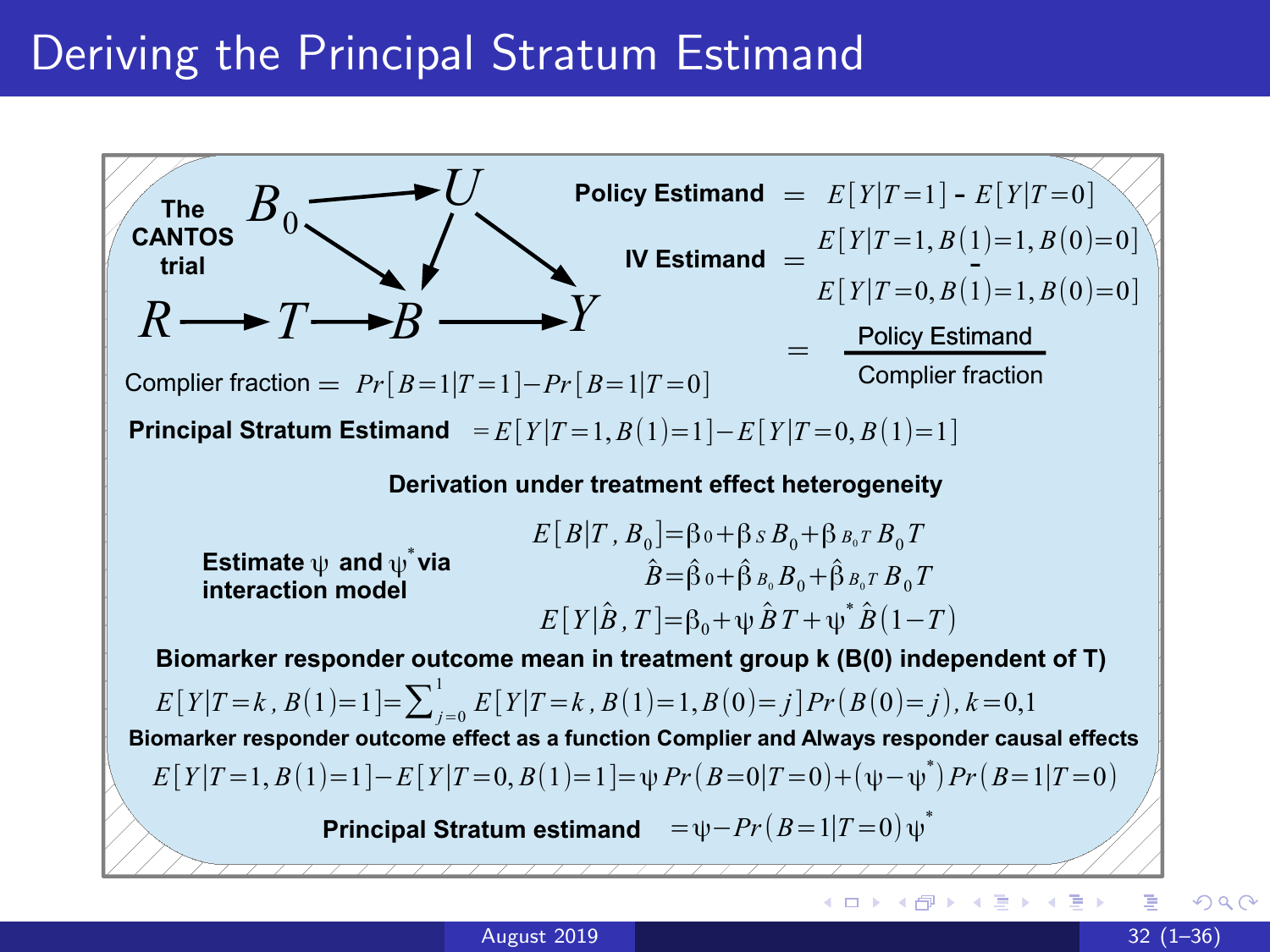# Deriving the Principal Stratum Estimand

**The CANTOS trial**

$B_0 \rightarrow U$, $B_0 \rightarrow B$, $U \rightarrow B$, $U \rightarrow Y$

$R \longrightarrow T \longrightarrow B \longrightarrow Y$

**Policy Estimand** $= E[Y|T=1] - E[Y|T=0]$

**IV Estimand** $= E[Y|T=1, B(1)=1, B(0)=0] - E[Y|T=0, B(1)=1, B(0)=0]$

$$= \frac{\text{Policy Estimand}}{\text{Complier fraction}}$$

Complier fraction $= Pr[B=1|T=1] - Pr[B=1|T=0]$

**Principal Stratum Estimand** $= E[Y|T=1, B(1)=1] - E[Y|T=0, B(1)=1]$

**Derivation under treatment effect heterogeneity**

**Estimate $\psi$ and $\psi^*$ via interaction model**

$$E[B|T, B_0] = \beta_0 + \beta_S B_0 + \beta_{B_0 T} B_0 T$$

$$\hat{B} = \hat{\beta}_0 + \hat{\beta}_{B_0} B_0 + \hat{\beta}_{B_0 T} B_0 T$$

$$E[Y|\hat{B}, T] = \beta_0 + \psi \hat{B} T + \psi^* \hat{B}(1-T)$$

**Biomarker responder outcome mean in treatment group k (B(0) independent of T)**

$$E[Y|T=k, B(1)=1] = \sum_{j=0}^{1} E[Y|T=k, B(1)=1, B(0)=j] Pr(B(0)=j), k=0,1$$

**Biomarker responder outcome effect as a function Complier and Always responder causal effects**

$$E[Y|T=1, B(1)=1] - E[Y|T=0, B(1)=1] = \psi Pr(B=0|T=0) + (\psi - \psi^*) Pr(B=1|T=0)$$

**Principal Stratum estimand** $= \psi - Pr(B=1|T=0)\psi^*$

August 2019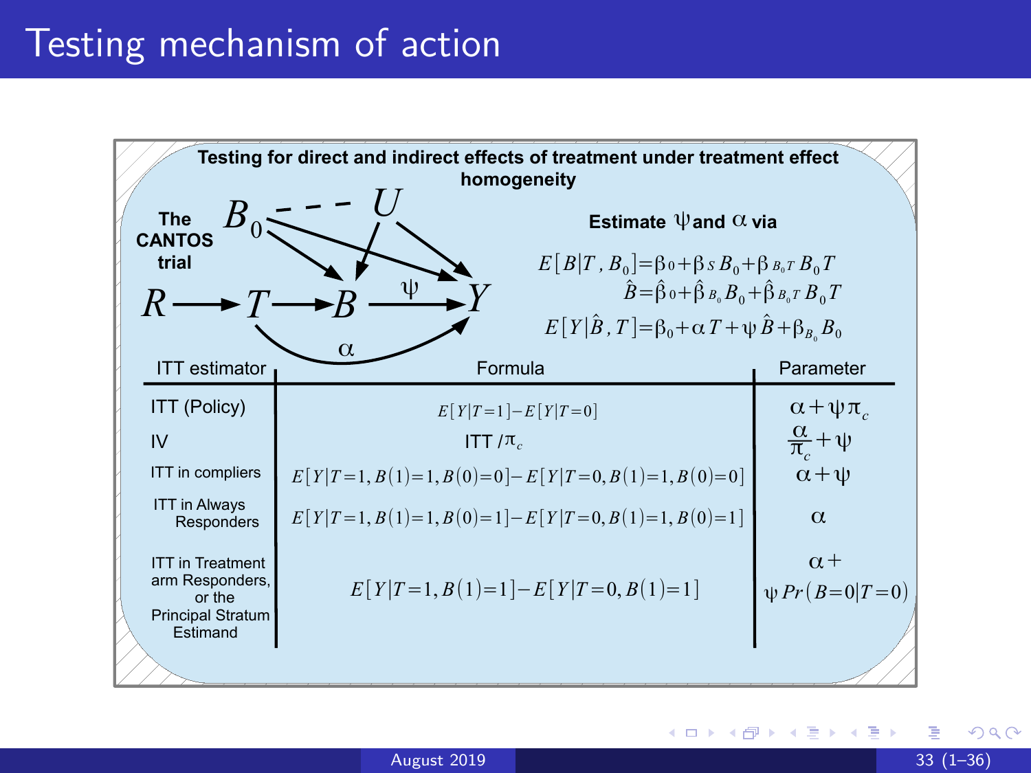# Testing mechanism of action

**Testing for direct and indirect effects of treatment under treatment effect homogeneity**

**The CANTOS trial**

$R \rightarrow T \rightarrow B \xrightarrow{\psi} Y$, $T \xrightarrow{\alpha} Y$, $B_0 \rightarrow B$, $B_0 \rightarrow Y$, $U \rightarrow B$, $U \rightarrow Y$, $B_0 - - - U$

**Estimate $\psi$ and $\alpha$ via**

$$E[B|T, B_0] = \beta_0 + \beta_S B_0 + \beta_{B_0 T} B_0 T$$

$$\hat{B} = \hat{\beta}_0 + \hat{\beta}_{B_0} B_0 + \hat{\beta}_{B_0 T} B_0 T$$

$$E[Y|\hat{B}, T] = \beta_0 + \alpha T + \psi \hat{B} + \beta_{B_0} B_0$$

| ITT estimator | Formula | Parameter |
|---|---|---|
| ITT (Policy) | $E[Y\|T=1] - E[Y\|T=0]$ | $\alpha + \psi \pi_c$ |
| IV | ITT $/\pi_c$ | $\frac{\alpha}{\pi_c} + \psi$ |
| ITT in compliers | $E[Y\|T=1, B(1)=1, B(0)=0] - E[Y\|T=0, B(1)=1, B(0)=0]$ | $\alpha + \psi$ |
| ITT in Always Responders | $E[Y\|T=1, B(1)=1, B(0)=1] - E[Y\|T=0, B(1)=1, B(0)=1]$ | $\alpha$ |
| ITT in Treatment arm Responders, or the Principal Stratum Estimand | $E[Y\|T=1, B(1)=1] - E[Y\|T=0, B(1)=1]$ | $\alpha + \psi Pr(B=0\|T=0)$ |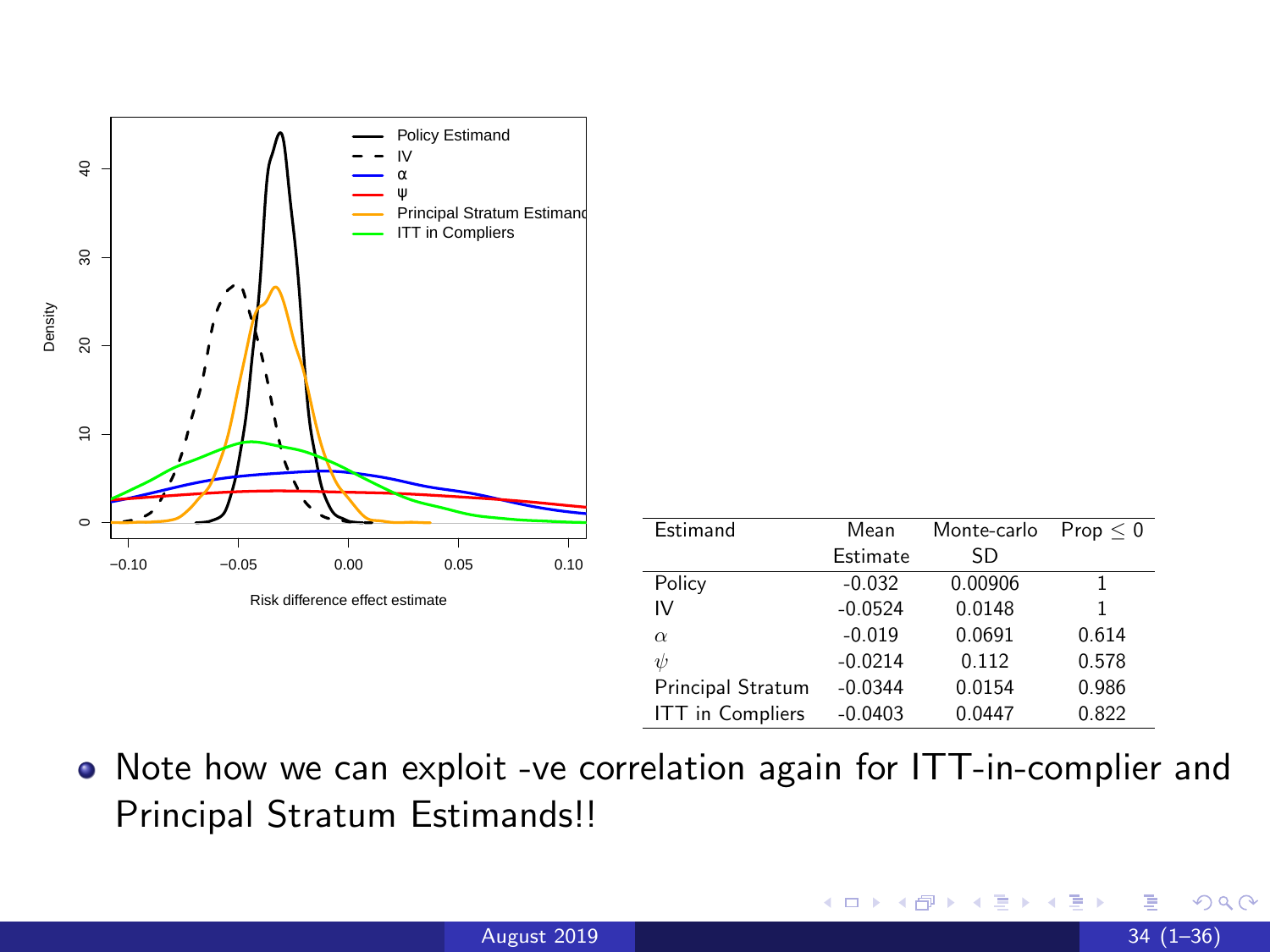Policy Estimand
IV
α
ψ
Principal Stratum Estimand
ITT in Compliers

Density

40
30
20
10
0

−0.10
−0.05
0.00
0.05
0.10

Risk difference effect estimate

| Estimand | Mean Estimate | Monte-carlo SD | Prop $\leq 0$ |
|---|---|---|---|
| Policy | -0.032 | 0.00906 | 1 |
| IV | -0.0524 | 0.0148 | 1 |
| $\alpha$ | -0.019 | 0.0691 | 0.614 |
| $\psi$ | -0.0214 | 0.112 | 0.578 |
| Principal Stratum | -0.0344 | 0.0154 | 0.986 |
| ITT in Compliers | -0.0403 | 0.0447 | 0.822 |

- Note how we can exploit -ve correlation again for ITT-in-complier and Principal Stratum Estimands!!